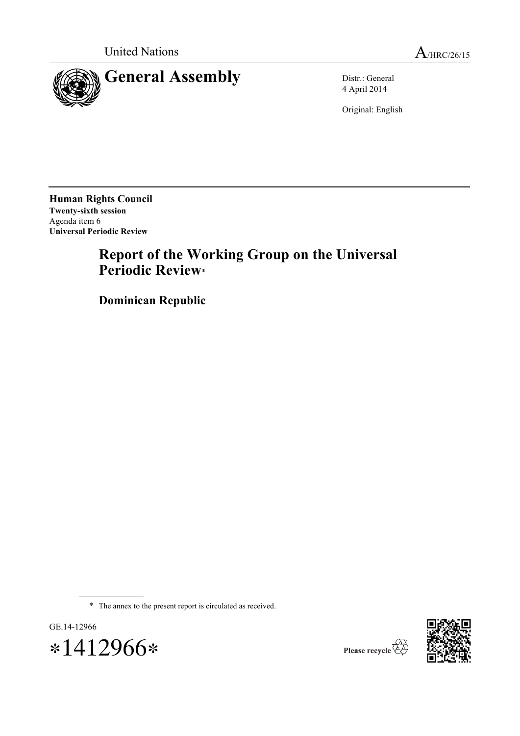United Nations A/HRC/26/15

# General Assembly

Distr.: General
4 April 2014

Original: English

**Human Rights Council**
**Twenty-sixth session**
Agenda item 6
**Universal Periodic Review**

## Report of the Working Group on the Universal Periodic Review*

## Dominican Republic

* The annex to the present report is circulated as received.

GE.14-12966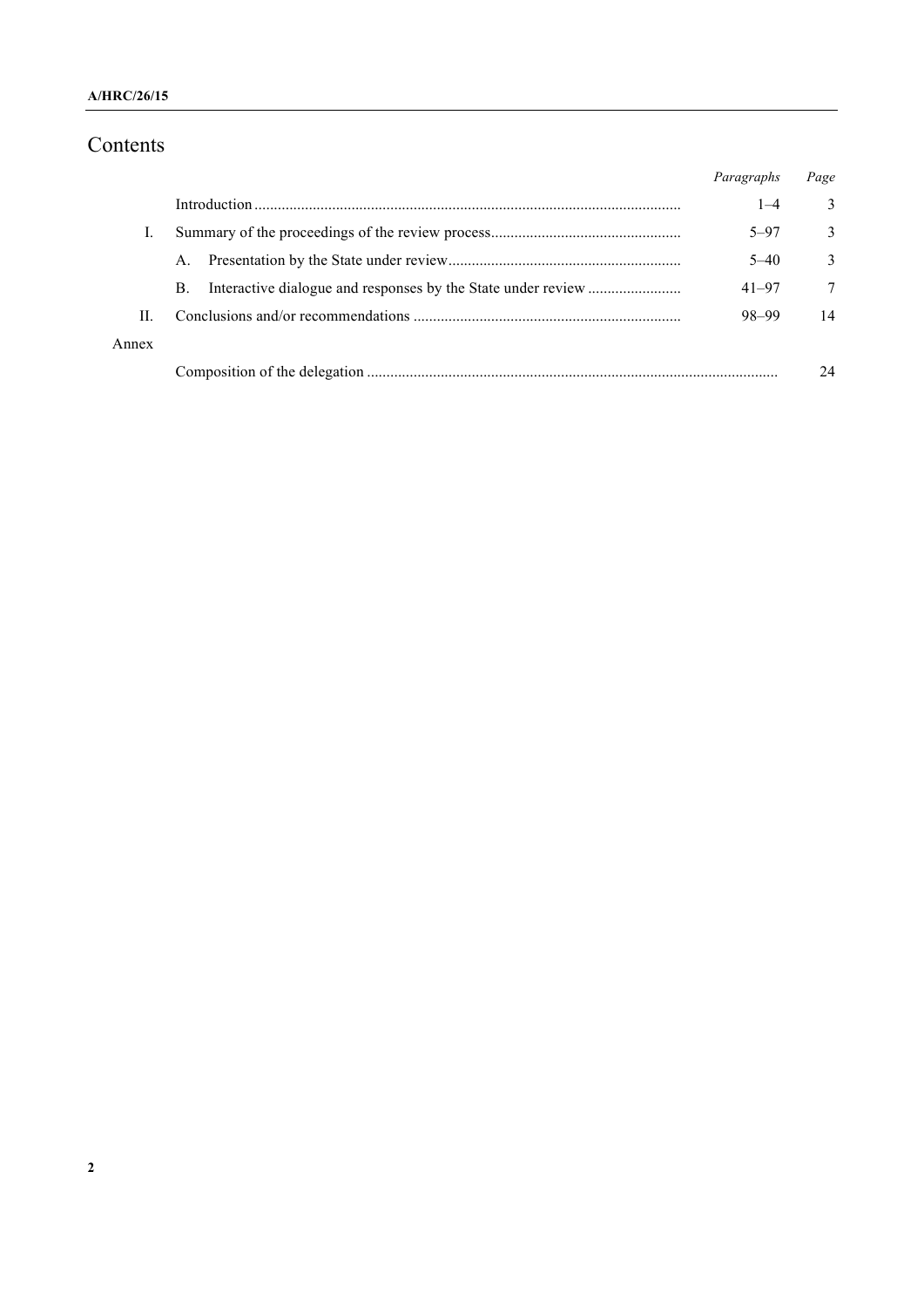# Contents

| | | Paragraphs | Page |
|---|---|---|---|
| | Introduction | 1–4 | 3 |
| I. | Summary of the proceedings of the review process | 5–97 | 3 |
| | A. Presentation by the State under review | 5–40 | 3 |
| | B. Interactive dialogue and responses by the State under review | 41–97 | 7 |
| II. | Conclusions and/or recommendations | 98–99 | 14 |
| Annex | | | |
| | Composition of the delegation | | 24 |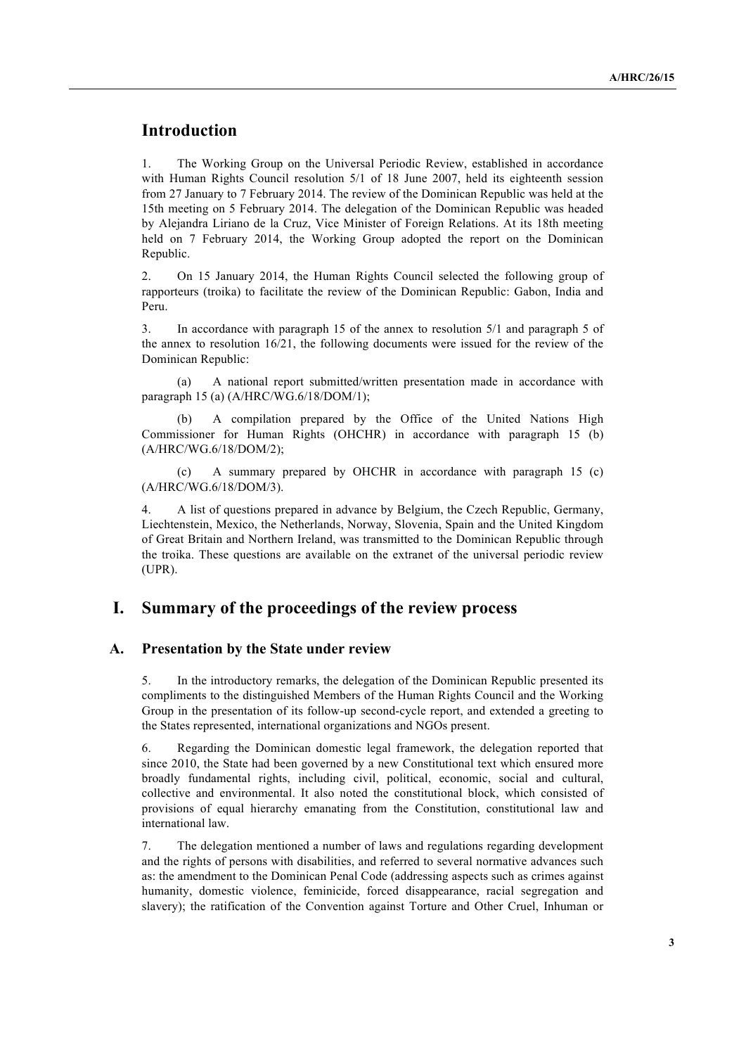## Introduction

1. The Working Group on the Universal Periodic Review, established in accordance with Human Rights Council resolution 5/1 of 18 June 2007, held its eighteenth session from 27 January to 7 February 2014. The review of the Dominican Republic was held at the 15th meeting on 5 February 2014. The delegation of the Dominican Republic was headed by Alejandra Liriano de la Cruz, Vice Minister of Foreign Relations. At its 18th meeting held on 7 February 2014, the Working Group adopted the report on the Dominican Republic.

2. On 15 January 2014, the Human Rights Council selected the following group of rapporteurs (troika) to facilitate the review of the Dominican Republic: Gabon, India and Peru.

3. In accordance with paragraph 15 of the annex to resolution 5/1 and paragraph 5 of the annex to resolution 16/21, the following documents were issued for the review of the Dominican Republic:

(a) A national report submitted/written presentation made in accordance with paragraph 15 (a) (A/HRC/WG.6/18/DOM/1);

(b) A compilation prepared by the Office of the United Nations High Commissioner for Human Rights (OHCHR) in accordance with paragraph 15 (b) (A/HRC/WG.6/18/DOM/2);

(c) A summary prepared by OHCHR in accordance with paragraph 15 (c) (A/HRC/WG.6/18/DOM/3).

4. A list of questions prepared in advance by Belgium, the Czech Republic, Germany, Liechtenstein, Mexico, the Netherlands, Norway, Slovenia, Spain and the United Kingdom of Great Britain and Northern Ireland, was transmitted to the Dominican Republic through the troika. These questions are available on the extranet of the universal periodic review (UPR).

## I. Summary of the proceedings of the review process

### A. Presentation by the State under review

5. In the introductory remarks, the delegation of the Dominican Republic presented its compliments to the distinguished Members of the Human Rights Council and the Working Group in the presentation of its follow-up second-cycle report, and extended a greeting to the States represented, international organizations and NGOs present.

6. Regarding the Dominican domestic legal framework, the delegation reported that since 2010, the State had been governed by a new Constitutional text which ensured more broadly fundamental rights, including civil, political, economic, social and cultural, collective and environmental. It also noted the constitutional block, which consisted of provisions of equal hierarchy emanating from the Constitution, constitutional law and international law.

7. The delegation mentioned a number of laws and regulations regarding development and the rights of persons with disabilities, and referred to several normative advances such as: the amendment to the Dominican Penal Code (addressing aspects such as crimes against humanity, domestic violence, feminicide, forced disappearance, racial segregation and slavery); the ratification of the Convention against Torture and Other Cruel, Inhuman or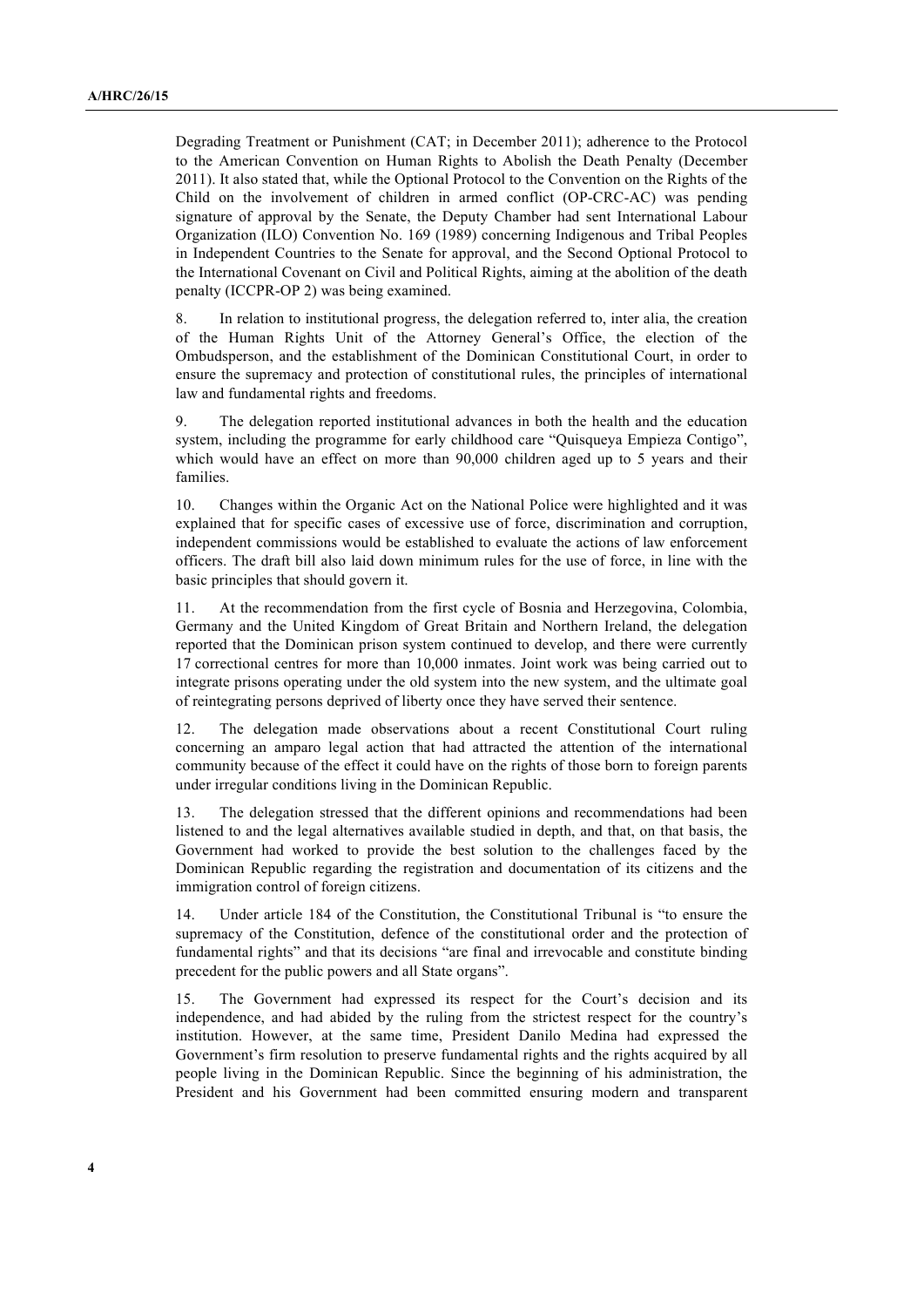Degrading Treatment or Punishment (CAT; in December 2011); adherence to the Protocol to the American Convention on Human Rights to Abolish the Death Penalty (December 2011). It also stated that, while the Optional Protocol to the Convention on the Rights of the Child on the involvement of children in armed conflict (OP-CRC-AC) was pending signature of approval by the Senate, the Deputy Chamber had sent International Labour Organization (ILO) Convention No. 169 (1989) concerning Indigenous and Tribal Peoples in Independent Countries to the Senate for approval, and the Second Optional Protocol to the International Covenant on Civil and Political Rights, aiming at the abolition of the death penalty (ICCPR-OP 2) was being examined.

8. In relation to institutional progress, the delegation referred to, inter alia, the creation of the Human Rights Unit of the Attorney General's Office, the election of the Ombudsperson, and the establishment of the Dominican Constitutional Court, in order to ensure the supremacy and protection of constitutional rules, the principles of international law and fundamental rights and freedoms.

9. The delegation reported institutional advances in both the health and the education system, including the programme for early childhood care "Quisqueya Empieza Contigo", which would have an effect on more than 90,000 children aged up to 5 years and their families.

10. Changes within the Organic Act on the National Police were highlighted and it was explained that for specific cases of excessive use of force, discrimination and corruption, independent commissions would be established to evaluate the actions of law enforcement officers. The draft bill also laid down minimum rules for the use of force, in line with the basic principles that should govern it.

11. At the recommendation from the first cycle of Bosnia and Herzegovina, Colombia, Germany and the United Kingdom of Great Britain and Northern Ireland, the delegation reported that the Dominican prison system continued to develop, and there were currently 17 correctional centres for more than 10,000 inmates. Joint work was being carried out to integrate prisons operating under the old system into the new system, and the ultimate goal of reintegrating persons deprived of liberty once they have served their sentence.

12. The delegation made observations about a recent Constitutional Court ruling concerning an amparo legal action that had attracted the attention of the international community because of the effect it could have on the rights of those born to foreign parents under irregular conditions living in the Dominican Republic.

13. The delegation stressed that the different opinions and recommendations had been listened to and the legal alternatives available studied in depth, and that, on that basis, the Government had worked to provide the best solution to the challenges faced by the Dominican Republic regarding the registration and documentation of its citizens and the immigration control of foreign citizens.

14. Under article 184 of the Constitution, the Constitutional Tribunal is "to ensure the supremacy of the Constitution, defence of the constitutional order and the protection of fundamental rights" and that its decisions "are final and irrevocable and constitute binding precedent for the public powers and all State organs".

15. The Government had expressed its respect for the Court's decision and its independence, and had abided by the ruling from the strictest respect for the country's institution. However, at the same time, President Danilo Medina had expressed the Government's firm resolution to preserve fundamental rights and the rights acquired by all people living in the Dominican Republic. Since the beginning of his administration, the President and his Government had been committed ensuring modern and transparent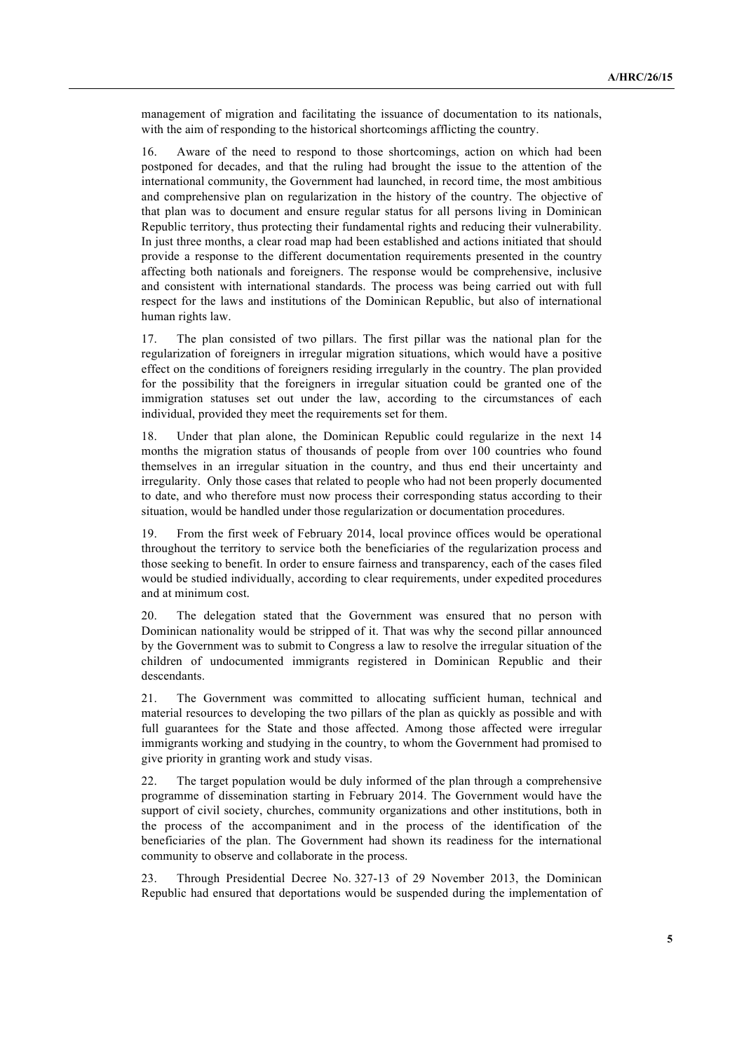management of migration and facilitating the issuance of documentation to its nationals, with the aim of responding to the historical shortcomings afflicting the country.

16. Aware of the need to respond to those shortcomings, action on which had been postponed for decades, and that the ruling had brought the issue to the attention of the international community, the Government had launched, in record time, the most ambitious and comprehensive plan on regularization in the history of the country. The objective of that plan was to document and ensure regular status for all persons living in Dominican Republic territory, thus protecting their fundamental rights and reducing their vulnerability. In just three months, a clear road map had been established and actions initiated that should provide a response to the different documentation requirements presented in the country affecting both nationals and foreigners. The response would be comprehensive, inclusive and consistent with international standards. The process was being carried out with full respect for the laws and institutions of the Dominican Republic, but also of international human rights law.

17. The plan consisted of two pillars. The first pillar was the national plan for the regularization of foreigners in irregular migration situations, which would have a positive effect on the conditions of foreigners residing irregularly in the country. The plan provided for the possibility that the foreigners in irregular situation could be granted one of the immigration statuses set out under the law, according to the circumstances of each individual, provided they meet the requirements set for them.

18. Under that plan alone, the Dominican Republic could regularize in the next 14 months the migration status of thousands of people from over 100 countries who found themselves in an irregular situation in the country, and thus end their uncertainty and irregularity. Only those cases that related to people who had not been properly documented to date, and who therefore must now process their corresponding status according to their situation, would be handled under those regularization or documentation procedures.

19. From the first week of February 2014, local province offices would be operational throughout the territory to service both the beneficiaries of the regularization process and those seeking to benefit. In order to ensure fairness and transparency, each of the cases filed would be studied individually, according to clear requirements, under expedited procedures and at minimum cost.

20. The delegation stated that the Government was ensured that no person with Dominican nationality would be stripped of it. That was why the second pillar announced by the Government was to submit to Congress a law to resolve the irregular situation of the children of undocumented immigrants registered in Dominican Republic and their descendants.

21. The Government was committed to allocating sufficient human, technical and material resources to developing the two pillars of the plan as quickly as possible and with full guarantees for the State and those affected. Among those affected were irregular immigrants working and studying in the country, to whom the Government had promised to give priority in granting work and study visas.

22. The target population would be duly informed of the plan through a comprehensive programme of dissemination starting in February 2014. The Government would have the support of civil society, churches, community organizations and other institutions, both in the process of the accompaniment and in the process of the identification of the beneficiaries of the plan. The Government had shown its readiness for the international community to observe and collaborate in the process.

23. Through Presidential Decree No. 327-13 of 29 November 2013, the Dominican Republic had ensured that deportations would be suspended during the implementation of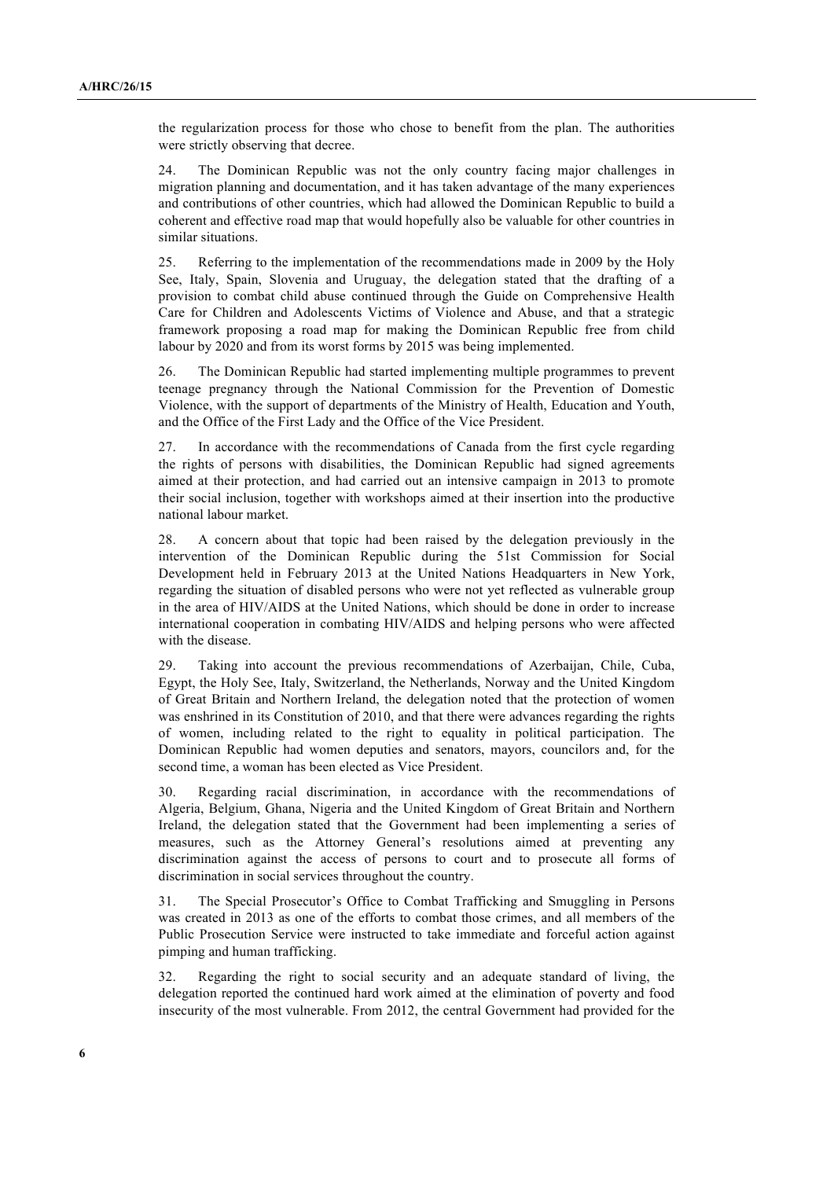the regularization process for those who chose to benefit from the plan. The authorities were strictly observing that decree.

24. The Dominican Republic was not the only country facing major challenges in migration planning and documentation, and it has taken advantage of the many experiences and contributions of other countries, which had allowed the Dominican Republic to build a coherent and effective road map that would hopefully also be valuable for other countries in similar situations.

25. Referring to the implementation of the recommendations made in 2009 by the Holy See, Italy, Spain, Slovenia and Uruguay, the delegation stated that the drafting of a provision to combat child abuse continued through the Guide on Comprehensive Health Care for Children and Adolescents Victims of Violence and Abuse, and that a strategic framework proposing a road map for making the Dominican Republic free from child labour by 2020 and from its worst forms by 2015 was being implemented.

26. The Dominican Republic had started implementing multiple programmes to prevent teenage pregnancy through the National Commission for the Prevention of Domestic Violence, with the support of departments of the Ministry of Health, Education and Youth, and the Office of the First Lady and the Office of the Vice President.

27. In accordance with the recommendations of Canada from the first cycle regarding the rights of persons with disabilities, the Dominican Republic had signed agreements aimed at their protection, and had carried out an intensive campaign in 2013 to promote their social inclusion, together with workshops aimed at their insertion into the productive national labour market.

28. A concern about that topic had been raised by the delegation previously in the intervention of the Dominican Republic during the 51st Commission for Social Development held in February 2013 at the United Nations Headquarters in New York, regarding the situation of disabled persons who were not yet reflected as vulnerable group in the area of HIV/AIDS at the United Nations, which should be done in order to increase international cooperation in combating HIV/AIDS and helping persons who were affected with the disease.

29. Taking into account the previous recommendations of Azerbaijan, Chile, Cuba, Egypt, the Holy See, Italy, Switzerland, the Netherlands, Norway and the United Kingdom of Great Britain and Northern Ireland, the delegation noted that the protection of women was enshrined in its Constitution of 2010, and that there were advances regarding the rights of women, including related to the right to equality in political participation. The Dominican Republic had women deputies and senators, mayors, councilors and, for the second time, a woman has been elected as Vice President.

30. Regarding racial discrimination, in accordance with the recommendations of Algeria, Belgium, Ghana, Nigeria and the United Kingdom of Great Britain and Northern Ireland, the delegation stated that the Government had been implementing a series of measures, such as the Attorney General's resolutions aimed at preventing any discrimination against the access of persons to court and to prosecute all forms of discrimination in social services throughout the country.

31. The Special Prosecutor's Office to Combat Trafficking and Smuggling in Persons was created in 2013 as one of the efforts to combat those crimes, and all members of the Public Prosecution Service were instructed to take immediate and forceful action against pimping and human trafficking.

32. Regarding the right to social security and an adequate standard of living, the delegation reported the continued hard work aimed at the elimination of poverty and food insecurity of the most vulnerable. From 2012, the central Government had provided for the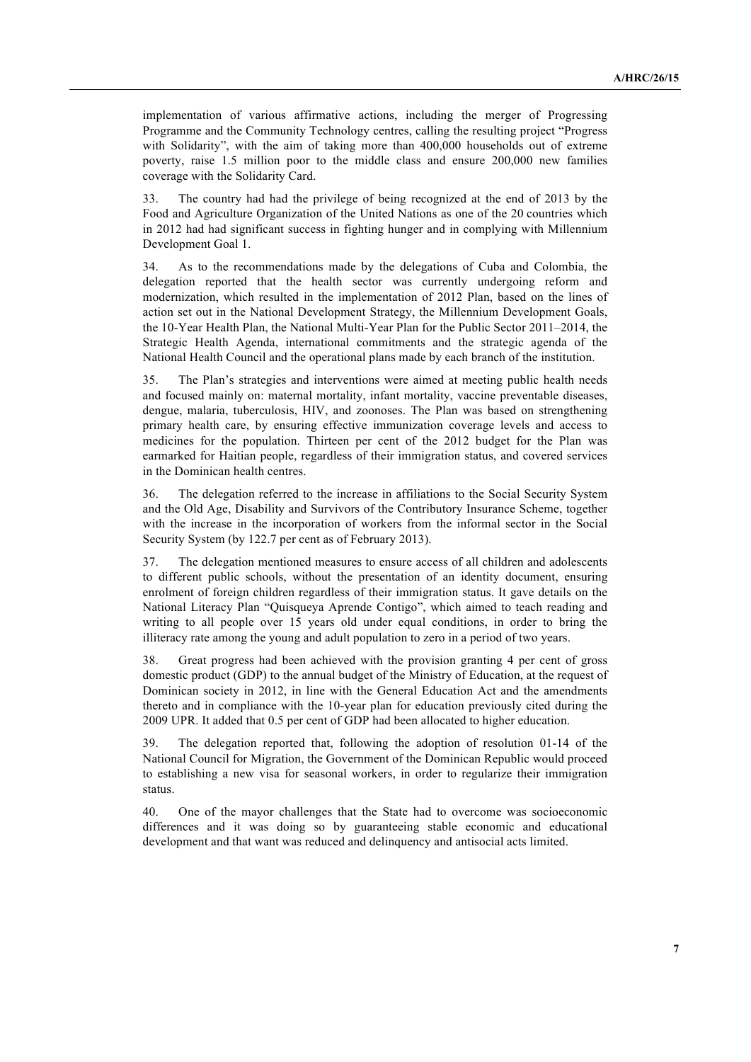implementation of various affirmative actions, including the merger of Progressing Programme and the Community Technology centres, calling the resulting project "Progress with Solidarity", with the aim of taking more than 400,000 households out of extreme poverty, raise 1.5 million poor to the middle class and ensure 200,000 new families coverage with the Solidarity Card.

33. The country had had the privilege of being recognized at the end of 2013 by the Food and Agriculture Organization of the United Nations as one of the 20 countries which in 2012 had had significant success in fighting hunger and in complying with Millennium Development Goal 1.

34. As to the recommendations made by the delegations of Cuba and Colombia, the delegation reported that the health sector was currently undergoing reform and modernization, which resulted in the implementation of 2012 Plan, based on the lines of action set out in the National Development Strategy, the Millennium Development Goals, the 10-Year Health Plan, the National Multi-Year Plan for the Public Sector 2011–2014, the Strategic Health Agenda, international commitments and the strategic agenda of the National Health Council and the operational plans made by each branch of the institution.

35. The Plan's strategies and interventions were aimed at meeting public health needs and focused mainly on: maternal mortality, infant mortality, vaccine preventable diseases, dengue, malaria, tuberculosis, HIV, and zoonoses. The Plan was based on strengthening primary health care, by ensuring effective immunization coverage levels and access to medicines for the population. Thirteen per cent of the 2012 budget for the Plan was earmarked for Haitian people, regardless of their immigration status, and covered services in the Dominican health centres.

36. The delegation referred to the increase in affiliations to the Social Security System and the Old Age, Disability and Survivors of the Contributory Insurance Scheme, together with the increase in the incorporation of workers from the informal sector in the Social Security System (by 122.7 per cent as of February 2013).

37. The delegation mentioned measures to ensure access of all children and adolescents to different public schools, without the presentation of an identity document, ensuring enrolment of foreign children regardless of their immigration status. It gave details on the National Literacy Plan "Quisqueya Aprende Contigo", which aimed to teach reading and writing to all people over 15 years old under equal conditions, in order to bring the illiteracy rate among the young and adult population to zero in a period of two years.

38. Great progress had been achieved with the provision granting 4 per cent of gross domestic product (GDP) to the annual budget of the Ministry of Education, at the request of Dominican society in 2012, in line with the General Education Act and the amendments thereto and in compliance with the 10-year plan for education previously cited during the 2009 UPR. It added that 0.5 per cent of GDP had been allocated to higher education.

39. The delegation reported that, following the adoption of resolution 01-14 of the National Council for Migration, the Government of the Dominican Republic would proceed to establishing a new visa for seasonal workers, in order to regularize their immigration status.

40. One of the mayor challenges that the State had to overcome was socioeconomic differences and it was doing so by guaranteeing stable economic and educational development and that want was reduced and delinquency and antisocial acts limited.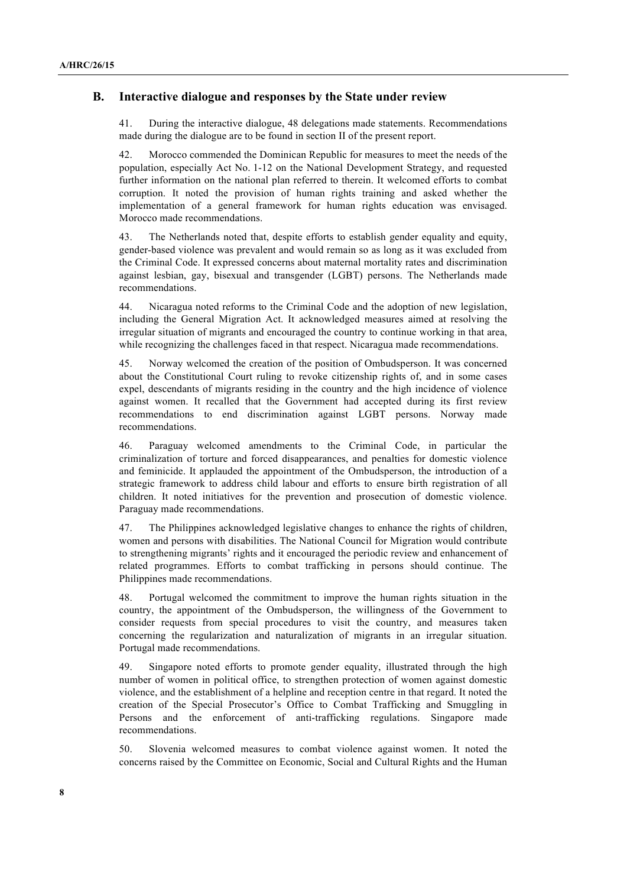## B. Interactive dialogue and responses by the State under review

41. During the interactive dialogue, 48 delegations made statements. Recommendations made during the dialogue are to be found in section II of the present report.

42. Morocco commended the Dominican Republic for measures to meet the needs of the population, especially Act No. 1-12 on the National Development Strategy, and requested further information on the national plan referred to therein. It welcomed efforts to combat corruption. It noted the provision of human rights training and asked whether the implementation of a general framework for human rights education was envisaged. Morocco made recommendations.

43. The Netherlands noted that, despite efforts to establish gender equality and equity, gender-based violence was prevalent and would remain so as long as it was excluded from the Criminal Code. It expressed concerns about maternal mortality rates and discrimination against lesbian, gay, bisexual and transgender (LGBT) persons. The Netherlands made recommendations.

44. Nicaragua noted reforms to the Criminal Code and the adoption of new legislation, including the General Migration Act. It acknowledged measures aimed at resolving the irregular situation of migrants and encouraged the country to continue working in that area, while recognizing the challenges faced in that respect. Nicaragua made recommendations.

45. Norway welcomed the creation of the position of Ombudsperson. It was concerned about the Constitutional Court ruling to revoke citizenship rights of, and in some cases expel, descendants of migrants residing in the country and the high incidence of violence against women. It recalled that the Government had accepted during its first review recommendations to end discrimination against LGBT persons. Norway made recommendations.

46. Paraguay welcomed amendments to the Criminal Code, in particular the criminalization of torture and forced disappearances, and penalties for domestic violence and feminicide. It applauded the appointment of the Ombudsperson, the introduction of a strategic framework to address child labour and efforts to ensure birth registration of all children. It noted initiatives for the prevention and prosecution of domestic violence. Paraguay made recommendations.

47. The Philippines acknowledged legislative changes to enhance the rights of children, women and persons with disabilities. The National Council for Migration would contribute to strengthening migrants' rights and it encouraged the periodic review and enhancement of related programmes. Efforts to combat trafficking in persons should continue. The Philippines made recommendations.

48. Portugal welcomed the commitment to improve the human rights situation in the country, the appointment of the Ombudsperson, the willingness of the Government to consider requests from special procedures to visit the country, and measures taken concerning the regularization and naturalization of migrants in an irregular situation. Portugal made recommendations.

49. Singapore noted efforts to promote gender equality, illustrated through the high number of women in political office, to strengthen protection of women against domestic violence, and the establishment of a helpline and reception centre in that regard. It noted the creation of the Special Prosecutor's Office to Combat Trafficking and Smuggling in Persons and the enforcement of anti-trafficking regulations. Singapore made recommendations.

50. Slovenia welcomed measures to combat violence against women. It noted the concerns raised by the Committee on Economic, Social and Cultural Rights and the Human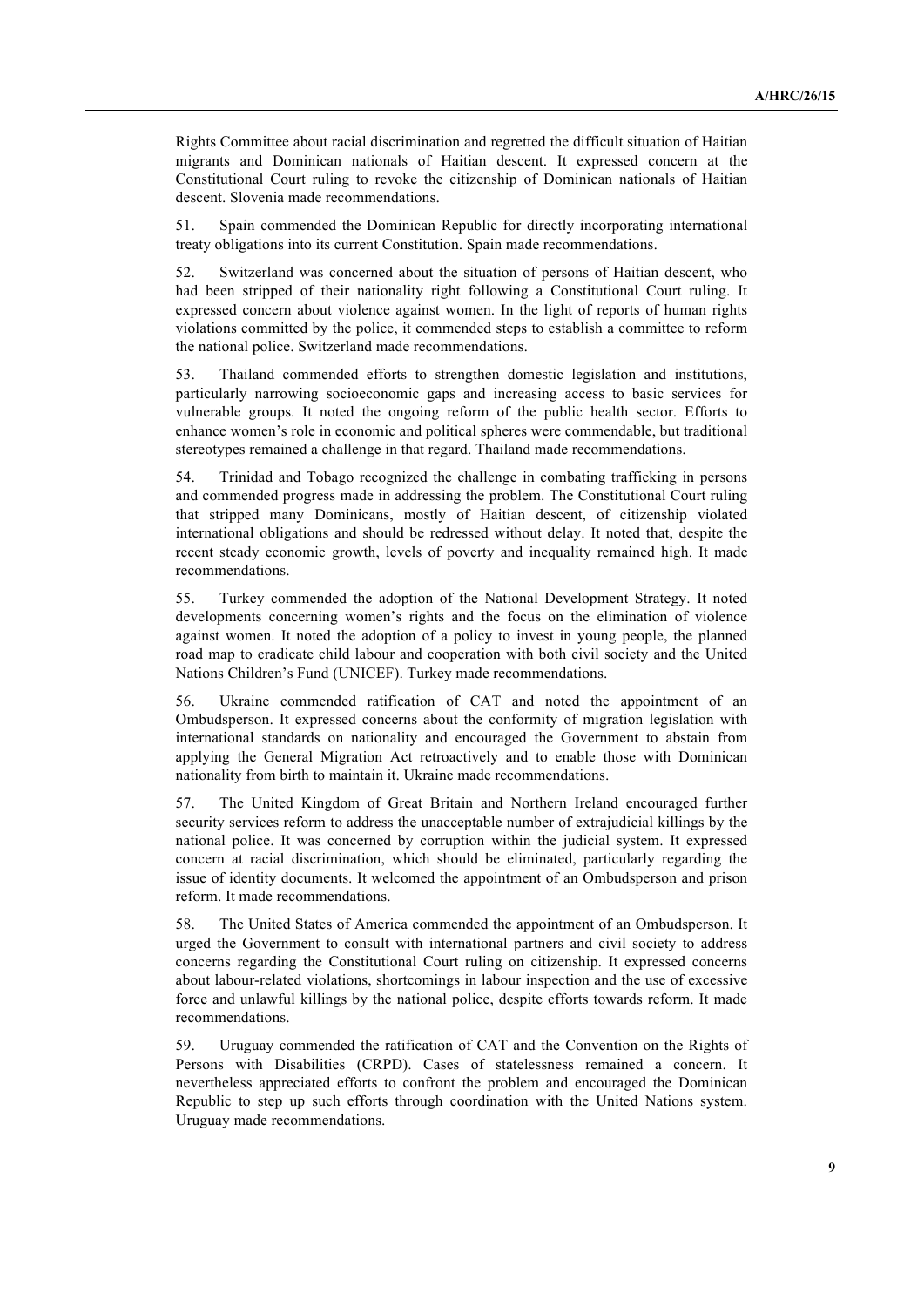Rights Committee about racial discrimination and regretted the difficult situation of Haitian migrants and Dominican nationals of Haitian descent. It expressed concern at the Constitutional Court ruling to revoke the citizenship of Dominican nationals of Haitian descent. Slovenia made recommendations.

51. Spain commended the Dominican Republic for directly incorporating international treaty obligations into its current Constitution. Spain made recommendations.

52. Switzerland was concerned about the situation of persons of Haitian descent, who had been stripped of their nationality right following a Constitutional Court ruling. It expressed concern about violence against women. In the light of reports of human rights violations committed by the police, it commended steps to establish a committee to reform the national police. Switzerland made recommendations.

53. Thailand commended efforts to strengthen domestic legislation and institutions, particularly narrowing socioeconomic gaps and increasing access to basic services for vulnerable groups. It noted the ongoing reform of the public health sector. Efforts to enhance women's role in economic and political spheres were commendable, but traditional stereotypes remained a challenge in that regard. Thailand made recommendations.

54. Trinidad and Tobago recognized the challenge in combating trafficking in persons and commended progress made in addressing the problem. The Constitutional Court ruling that stripped many Dominicans, mostly of Haitian descent, of citizenship violated international obligations and should be redressed without delay. It noted that, despite the recent steady economic growth, levels of poverty and inequality remained high. It made recommendations.

55. Turkey commended the adoption of the National Development Strategy. It noted developments concerning women's rights and the focus on the elimination of violence against women. It noted the adoption of a policy to invest in young people, the planned road map to eradicate child labour and cooperation with both civil society and the United Nations Children's Fund (UNICEF). Turkey made recommendations.

56. Ukraine commended ratification of CAT and noted the appointment of an Ombudsperson. It expressed concerns about the conformity of migration legislation with international standards on nationality and encouraged the Government to abstain from applying the General Migration Act retroactively and to enable those with Dominican nationality from birth to maintain it. Ukraine made recommendations.

57. The United Kingdom of Great Britain and Northern Ireland encouraged further security services reform to address the unacceptable number of extrajudicial killings by the national police. It was concerned by corruption within the judicial system. It expressed concern at racial discrimination, which should be eliminated, particularly regarding the issue of identity documents. It welcomed the appointment of an Ombudsperson and prison reform. It made recommendations.

58. The United States of America commended the appointment of an Ombudsperson. It urged the Government to consult with international partners and civil society to address concerns regarding the Constitutional Court ruling on citizenship. It expressed concerns about labour-related violations, shortcomings in labour inspection and the use of excessive force and unlawful killings by the national police, despite efforts towards reform. It made recommendations.

59. Uruguay commended the ratification of CAT and the Convention on the Rights of Persons with Disabilities (CRPD). Cases of statelessness remained a concern. It nevertheless appreciated efforts to confront the problem and encouraged the Dominican Republic to step up such efforts through coordination with the United Nations system. Uruguay made recommendations.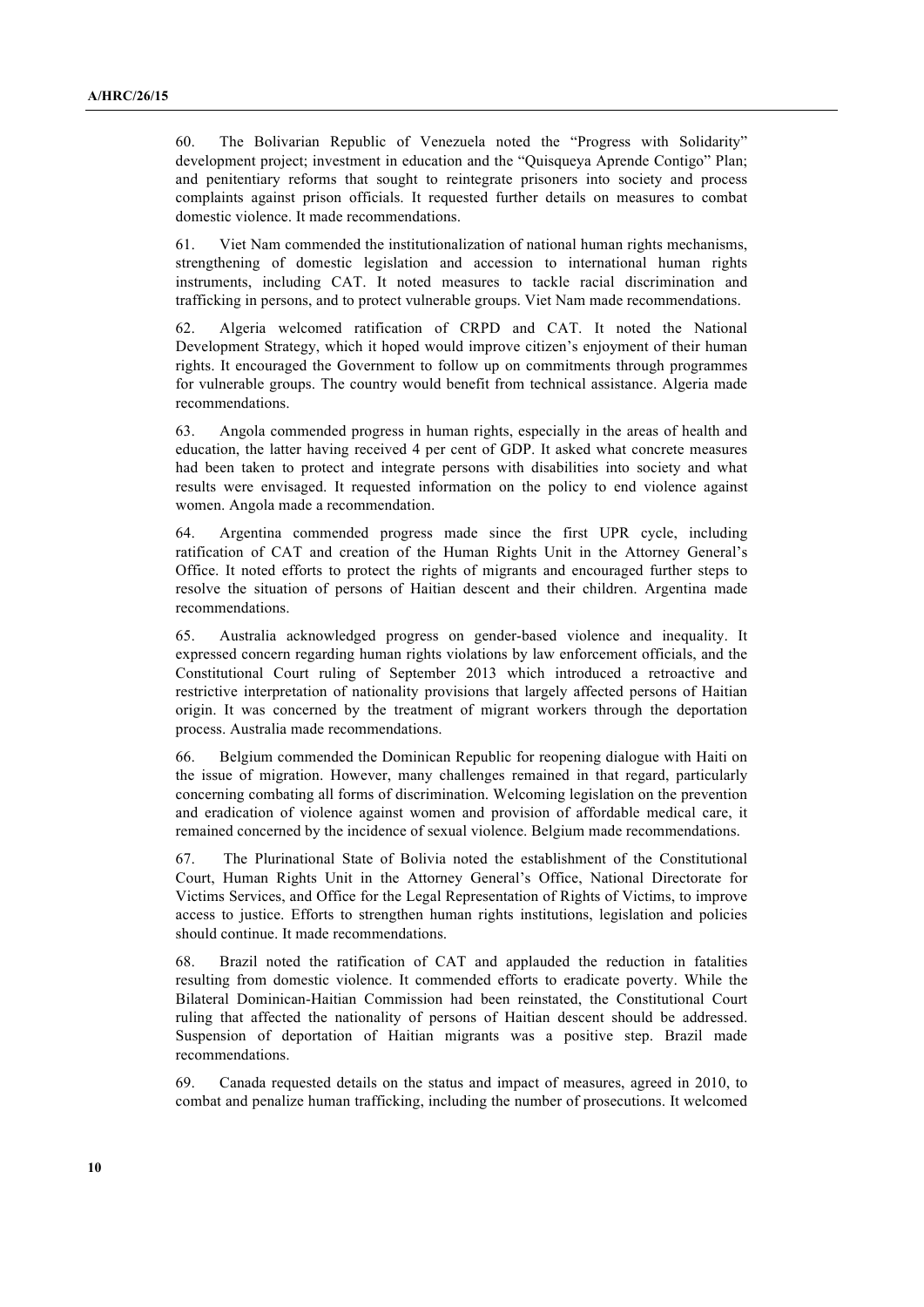60. The Bolivarian Republic of Venezuela noted the "Progress with Solidarity" development project; investment in education and the "Quisqueya Aprende Contigo" Plan; and penitentiary reforms that sought to reintegrate prisoners into society and process complaints against prison officials. It requested further details on measures to combat domestic violence. It made recommendations.

61. Viet Nam commended the institutionalization of national human rights mechanisms, strengthening of domestic legislation and accession to international human rights instruments, including CAT. It noted measures to tackle racial discrimination and trafficking in persons, and to protect vulnerable groups. Viet Nam made recommendations.

62. Algeria welcomed ratification of CRPD and CAT. It noted the National Development Strategy, which it hoped would improve citizen's enjoyment of their human rights. It encouraged the Government to follow up on commitments through programmes for vulnerable groups. The country would benefit from technical assistance. Algeria made recommendations.

63. Angola commended progress in human rights, especially in the areas of health and education, the latter having received 4 per cent of GDP. It asked what concrete measures had been taken to protect and integrate persons with disabilities into society and what results were envisaged. It requested information on the policy to end violence against women. Angola made a recommendation.

64. Argentina commended progress made since the first UPR cycle, including ratification of CAT and creation of the Human Rights Unit in the Attorney General's Office. It noted efforts to protect the rights of migrants and encouraged further steps to resolve the situation of persons of Haitian descent and their children. Argentina made recommendations.

65. Australia acknowledged progress on gender-based violence and inequality. It expressed concern regarding human rights violations by law enforcement officials, and the Constitutional Court ruling of September 2013 which introduced a retroactive and restrictive interpretation of nationality provisions that largely affected persons of Haitian origin. It was concerned by the treatment of migrant workers through the deportation process. Australia made recommendations.

66. Belgium commended the Dominican Republic for reopening dialogue with Haiti on the issue of migration. However, many challenges remained in that regard, particularly concerning combating all forms of discrimination. Welcoming legislation on the prevention and eradication of violence against women and provision of affordable medical care, it remained concerned by the incidence of sexual violence. Belgium made recommendations.

67. The Plurinational State of Bolivia noted the establishment of the Constitutional Court, Human Rights Unit in the Attorney General's Office, National Directorate for Victims Services, and Office for the Legal Representation of Rights of Victims, to improve access to justice. Efforts to strengthen human rights institutions, legislation and policies should continue. It made recommendations.

68. Brazil noted the ratification of CAT and applauded the reduction in fatalities resulting from domestic violence. It commended efforts to eradicate poverty. While the Bilateral Dominican-Haitian Commission had been reinstated, the Constitutional Court ruling that affected the nationality of persons of Haitian descent should be addressed. Suspension of deportation of Haitian migrants was a positive step. Brazil made recommendations.

69. Canada requested details on the status and impact of measures, agreed in 2010, to combat and penalize human trafficking, including the number of prosecutions. It welcomed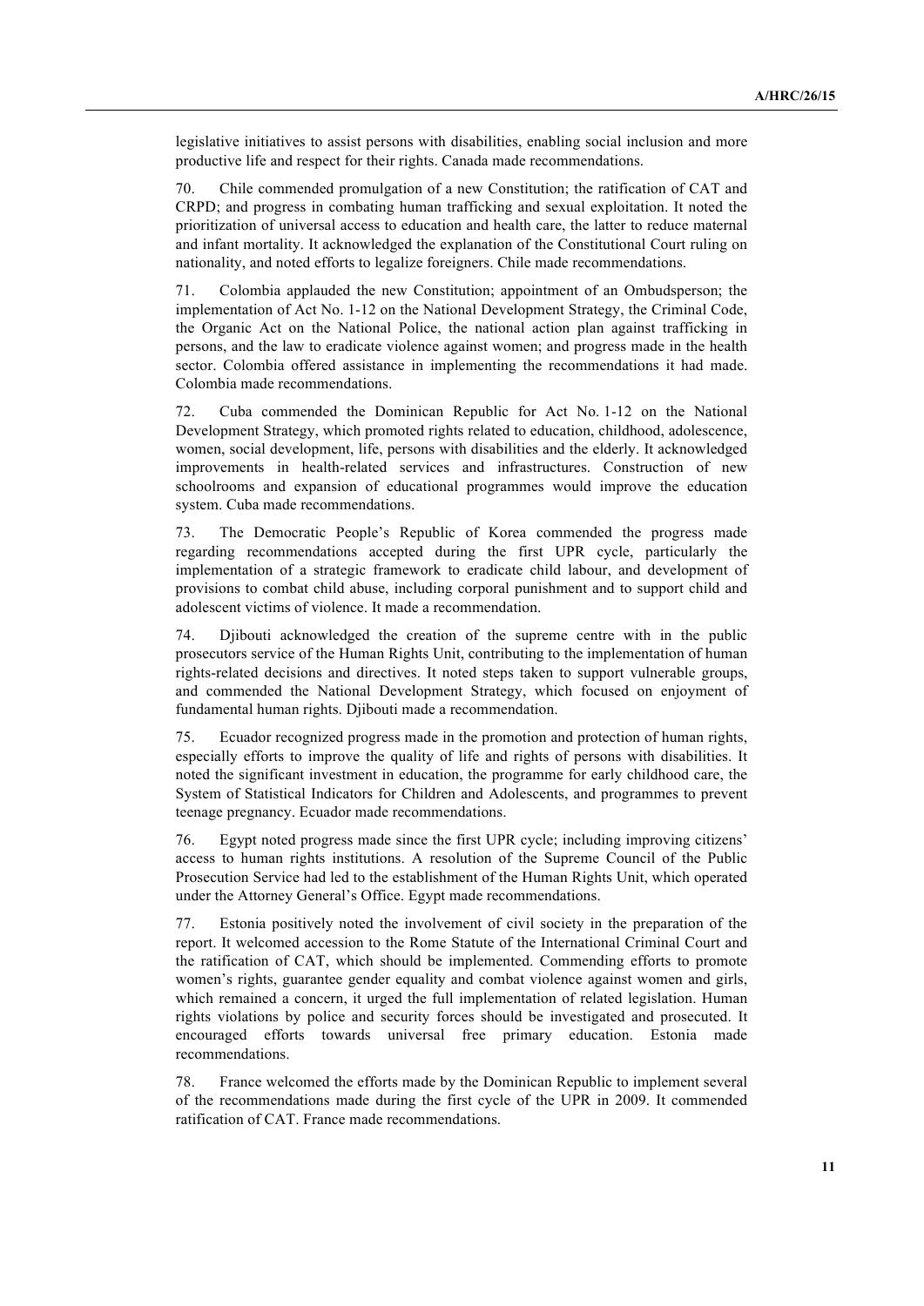legislative initiatives to assist persons with disabilities, enabling social inclusion and more productive life and respect for their rights. Canada made recommendations.

70. Chile commended promulgation of a new Constitution; the ratification of CAT and CRPD; and progress in combating human trafficking and sexual exploitation. It noted the prioritization of universal access to education and health care, the latter to reduce maternal and infant mortality. It acknowledged the explanation of the Constitutional Court ruling on nationality, and noted efforts to legalize foreigners. Chile made recommendations.

71. Colombia applauded the new Constitution; appointment of an Ombudsperson; the implementation of Act No. 1-12 on the National Development Strategy, the Criminal Code, the Organic Act on the National Police, the national action plan against trafficking in persons, and the law to eradicate violence against women; and progress made in the health sector. Colombia offered assistance in implementing the recommendations it had made. Colombia made recommendations.

72. Cuba commended the Dominican Republic for Act No. 1-12 on the National Development Strategy, which promoted rights related to education, childhood, adolescence, women, social development, life, persons with disabilities and the elderly. It acknowledged improvements in health-related services and infrastructures. Construction of new schoolrooms and expansion of educational programmes would improve the education system. Cuba made recommendations.

73. The Democratic People's Republic of Korea commended the progress made regarding recommendations accepted during the first UPR cycle, particularly the implementation of a strategic framework to eradicate child labour, and development of provisions to combat child abuse, including corporal punishment and to support child and adolescent victims of violence. It made a recommendation.

74. Djibouti acknowledged the creation of the supreme centre with in the public prosecutors service of the Human Rights Unit, contributing to the implementation of human rights-related decisions and directives. It noted steps taken to support vulnerable groups, and commended the National Development Strategy, which focused on enjoyment of fundamental human rights. Djibouti made a recommendation.

75. Ecuador recognized progress made in the promotion and protection of human rights, especially efforts to improve the quality of life and rights of persons with disabilities. It noted the significant investment in education, the programme for early childhood care, the System of Statistical Indicators for Children and Adolescents, and programmes to prevent teenage pregnancy. Ecuador made recommendations.

76. Egypt noted progress made since the first UPR cycle; including improving citizens' access to human rights institutions. A resolution of the Supreme Council of the Public Prosecution Service had led to the establishment of the Human Rights Unit, which operated under the Attorney General's Office. Egypt made recommendations.

77. Estonia positively noted the involvement of civil society in the preparation of the report. It welcomed accession to the Rome Statute of the International Criminal Court and the ratification of CAT, which should be implemented. Commending efforts to promote women's rights, guarantee gender equality and combat violence against women and girls, which remained a concern, it urged the full implementation of related legislation. Human rights violations by police and security forces should be investigated and prosecuted. It encouraged efforts towards universal free primary education. Estonia made recommendations.

78. France welcomed the efforts made by the Dominican Republic to implement several of the recommendations made during the first cycle of the UPR in 2009. It commended ratification of CAT. France made recommendations.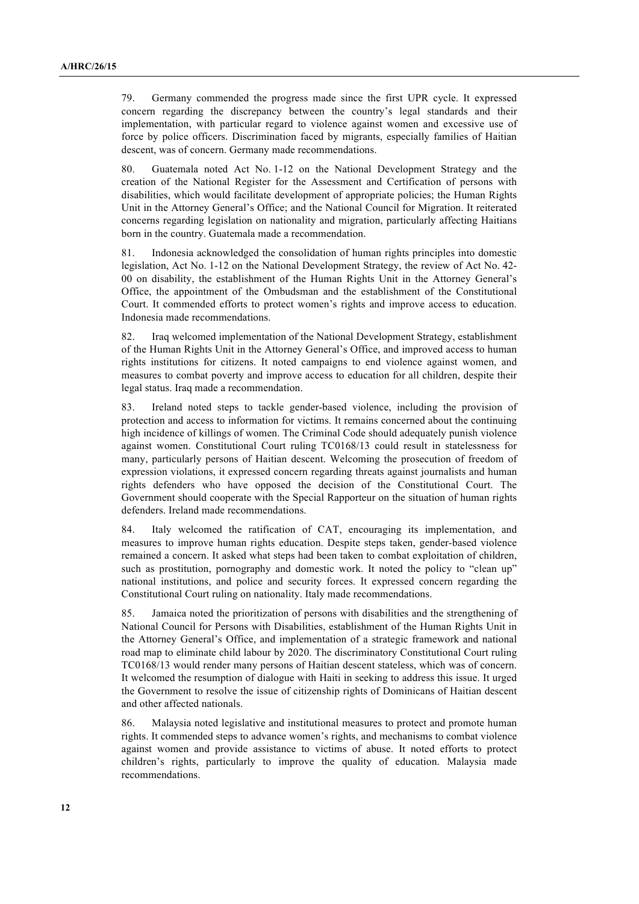79. Germany commended the progress made since the first UPR cycle. It expressed concern regarding the discrepancy between the country's legal standards and their implementation, with particular regard to violence against women and excessive use of force by police officers. Discrimination faced by migrants, especially families of Haitian descent, was of concern. Germany made recommendations.

80. Guatemala noted Act No. 1-12 on the National Development Strategy and the creation of the National Register for the Assessment and Certification of persons with disabilities, which would facilitate development of appropriate policies; the Human Rights Unit in the Attorney General's Office; and the National Council for Migration. It reiterated concerns regarding legislation on nationality and migration, particularly affecting Haitians born in the country. Guatemala made a recommendation.

81. Indonesia acknowledged the consolidation of human rights principles into domestic legislation, Act No. 1-12 on the National Development Strategy, the review of Act No. 42-00 on disability, the establishment of the Human Rights Unit in the Attorney General's Office, the appointment of the Ombudsman and the establishment of the Constitutional Court. It commended efforts to protect women's rights and improve access to education. Indonesia made recommendations.

82. Iraq welcomed implementation of the National Development Strategy, establishment of the Human Rights Unit in the Attorney General's Office, and improved access to human rights institutions for citizens. It noted campaigns to end violence against women, and measures to combat poverty and improve access to education for all children, despite their legal status. Iraq made a recommendation.

83. Ireland noted steps to tackle gender-based violence, including the provision of protection and access to information for victims. It remains concerned about the continuing high incidence of killings of women. The Criminal Code should adequately punish violence against women. Constitutional Court ruling TC0168/13 could result in statelessness for many, particularly persons of Haitian descent. Welcoming the prosecution of freedom of expression violations, it expressed concern regarding threats against journalists and human rights defenders who have opposed the decision of the Constitutional Court. The Government should cooperate with the Special Rapporteur on the situation of human rights defenders. Ireland made recommendations.

84. Italy welcomed the ratification of CAT, encouraging its implementation, and measures to improve human rights education. Despite steps taken, gender-based violence remained a concern. It asked what steps had been taken to combat exploitation of children, such as prostitution, pornography and domestic work. It noted the policy to "clean up" national institutions, and police and security forces. It expressed concern regarding the Constitutional Court ruling on nationality. Italy made recommendations.

85. Jamaica noted the prioritization of persons with disabilities and the strengthening of National Council for Persons with Disabilities, establishment of the Human Rights Unit in the Attorney General's Office, and implementation of a strategic framework and national road map to eliminate child labour by 2020. The discriminatory Constitutional Court ruling TC0168/13 would render many persons of Haitian descent stateless, which was of concern. It welcomed the resumption of dialogue with Haiti in seeking to address this issue. It urged the Government to resolve the issue of citizenship rights of Dominicans of Haitian descent and other affected nationals.

86. Malaysia noted legislative and institutional measures to protect and promote human rights. It commended steps to advance women's rights, and mechanisms to combat violence against women and provide assistance to victims of abuse. It noted efforts to protect children's rights, particularly to improve the quality of education. Malaysia made recommendations.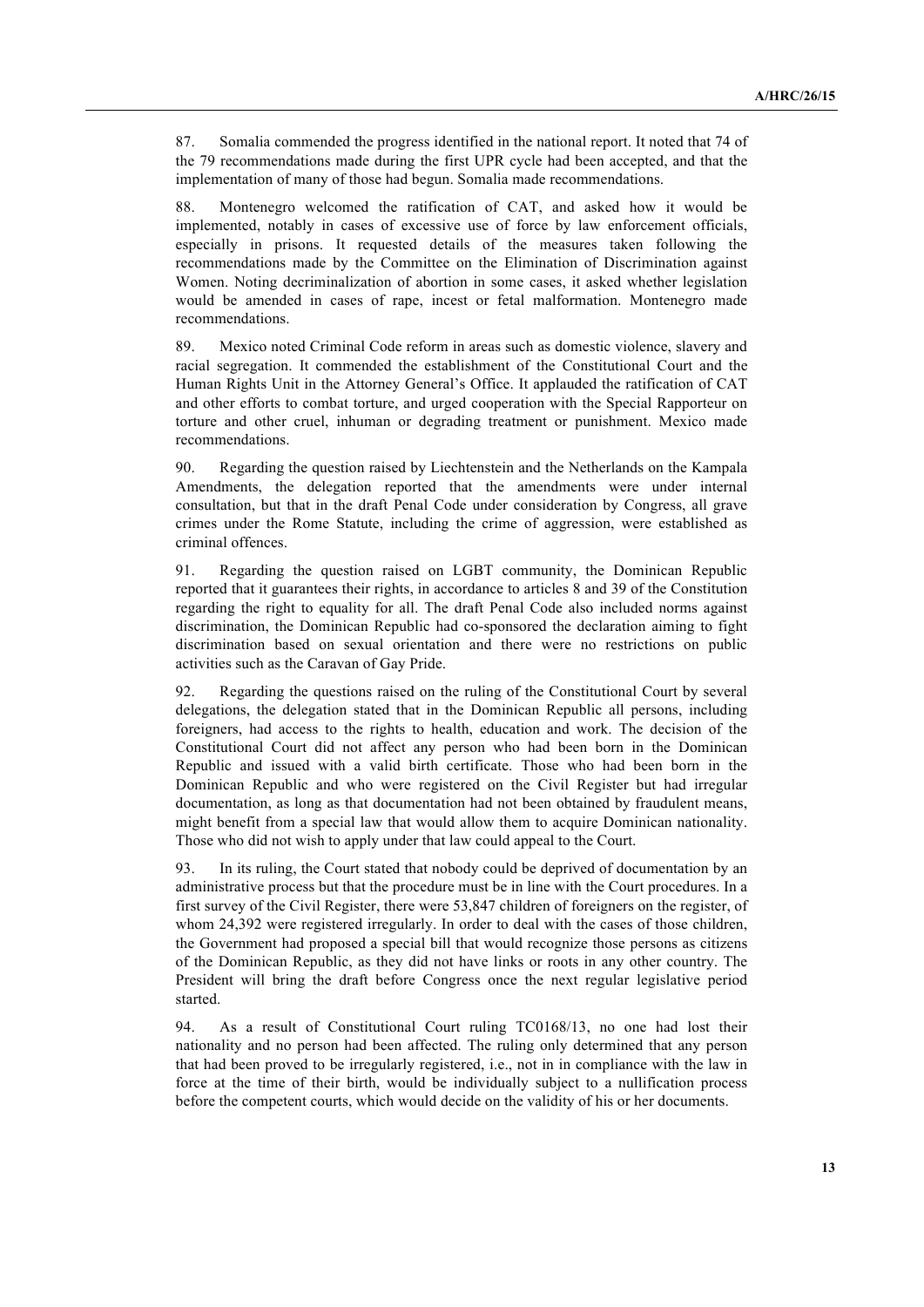87. Somalia commended the progress identified in the national report. It noted that 74 of the 79 recommendations made during the first UPR cycle had been accepted, and that the implementation of many of those had begun. Somalia made recommendations.

88. Montenegro welcomed the ratification of CAT, and asked how it would be implemented, notably in cases of excessive use of force by law enforcement officials, especially in prisons. It requested details of the measures taken following the recommendations made by the Committee on the Elimination of Discrimination against Women. Noting decriminalization of abortion in some cases, it asked whether legislation would be amended in cases of rape, incest or fetal malformation. Montenegro made recommendations.

89. Mexico noted Criminal Code reform in areas such as domestic violence, slavery and racial segregation. It commended the establishment of the Constitutional Court and the Human Rights Unit in the Attorney General's Office. It applauded the ratification of CAT and other efforts to combat torture, and urged cooperation with the Special Rapporteur on torture and other cruel, inhuman or degrading treatment or punishment. Mexico made recommendations.

90. Regarding the question raised by Liechtenstein and the Netherlands on the Kampala Amendments, the delegation reported that the amendments were under internal consultation, but that in the draft Penal Code under consideration by Congress, all grave crimes under the Rome Statute, including the crime of aggression, were established as criminal offences.

91. Regarding the question raised on LGBT community, the Dominican Republic reported that it guarantees their rights, in accordance to articles 8 and 39 of the Constitution regarding the right to equality for all. The draft Penal Code also included norms against discrimination, the Dominican Republic had co-sponsored the declaration aiming to fight discrimination based on sexual orientation and there were no restrictions on public activities such as the Caravan of Gay Pride.

92. Regarding the questions raised on the ruling of the Constitutional Court by several delegations, the delegation stated that in the Dominican Republic all persons, including foreigners, had access to the rights to health, education and work. The decision of the Constitutional Court did not affect any person who had been born in the Dominican Republic and issued with a valid birth certificate. Those who had been born in the Dominican Republic and who were registered on the Civil Register but had irregular documentation, as long as that documentation had not been obtained by fraudulent means, might benefit from a special law that would allow them to acquire Dominican nationality. Those who did not wish to apply under that law could appeal to the Court.

93. In its ruling, the Court stated that nobody could be deprived of documentation by an administrative process but that the procedure must be in line with the Court procedures. In a first survey of the Civil Register, there were 53,847 children of foreigners on the register, of whom 24,392 were registered irregularly. In order to deal with the cases of those children, the Government had proposed a special bill that would recognize those persons as citizens of the Dominican Republic, as they did not have links or roots in any other country. The President will bring the draft before Congress once the next regular legislative period started.

94. As a result of Constitutional Court ruling TC0168/13, no one had lost their nationality and no person had been affected. The ruling only determined that any person that had been proved to be irregularly registered, i.e., not in in compliance with the law in force at the time of their birth, would be individually subject to a nullification process before the competent courts, which would decide on the validity of his or her documents.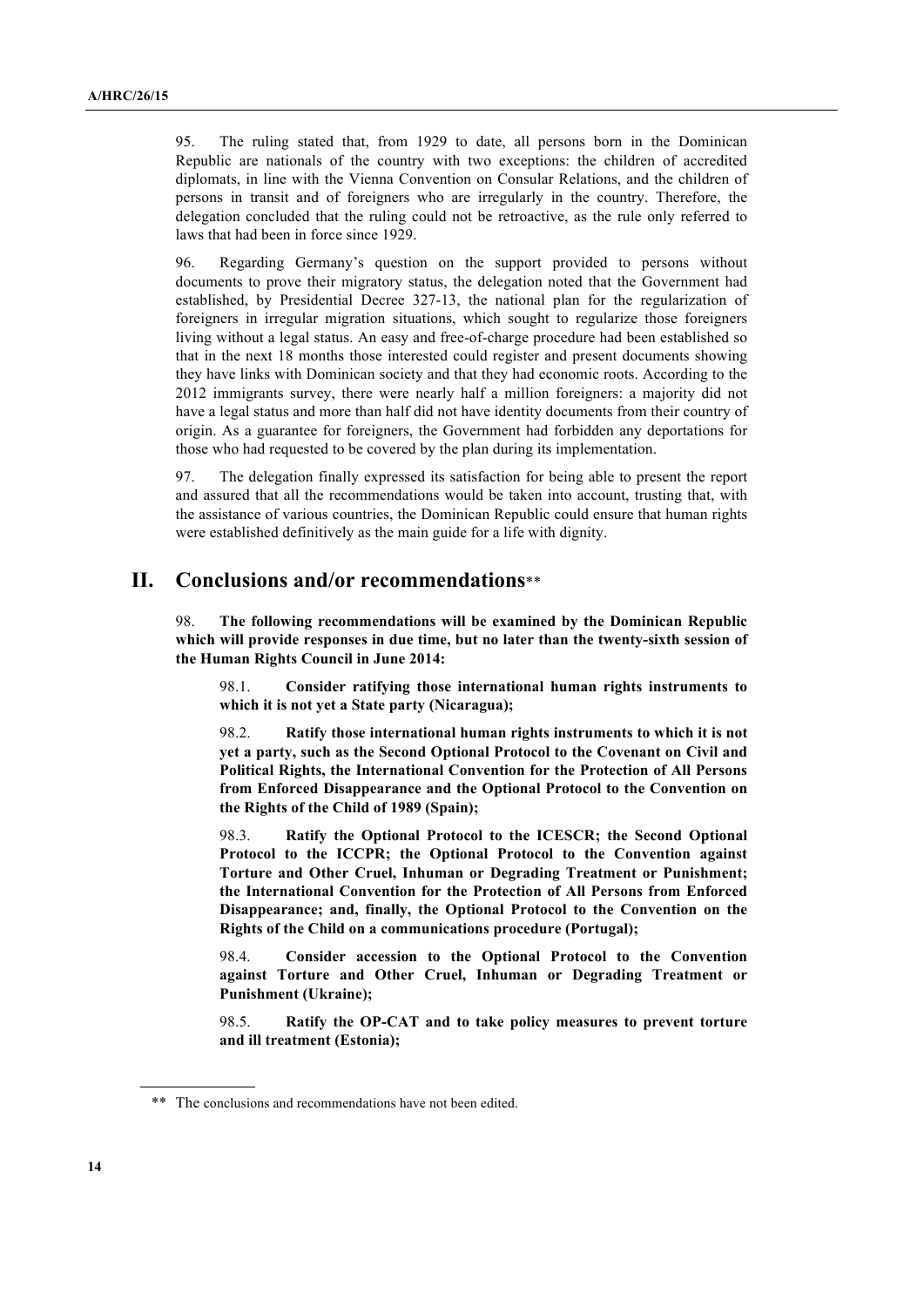95. The ruling stated that, from 1929 to date, all persons born in the Dominican Republic are nationals of the country with two exceptions: the children of accredited diplomats, in line with the Vienna Convention on Consular Relations, and the children of persons in transit and of foreigners who are irregularly in the country. Therefore, the delegation concluded that the ruling could not be retroactive, as the rule only referred to laws that had been in force since 1929.

96. Regarding Germany's question on the support provided to persons without documents to prove their migratory status, the delegation noted that the Government had established, by Presidential Decree 327-13, the national plan for the regularization of foreigners in irregular migration situations, which sought to regularize those foreigners living without a legal status. An easy and free-of-charge procedure had been established so that in the next 18 months those interested could register and present documents showing they have links with Dominican society and that they had economic roots. According to the 2012 immigrants survey, there were nearly half a million foreigners: a majority did not have a legal status and more than half did not have identity documents from their country of origin. As a guarantee for foreigners, the Government had forbidden any deportations for those who had requested to be covered by the plan during its implementation.

97. The delegation finally expressed its satisfaction for being able to present the report and assured that all the recommendations would be taken into account, trusting that, with the assistance of various countries, the Dominican Republic could ensure that human rights were established definitively as the main guide for a life with dignity.

## II. Conclusions and/or recommendations**

98. **The following recommendations will be examined by the Dominican Republic which will provide responses in due time, but no later than the twenty-sixth session of the Human Rights Council in June 2014:**

> 98.1. **Consider ratifying those international human rights instruments to which it is not yet a State party (Nicaragua);**
>
> 98.2. **Ratify those international human rights instruments to which it is not yet a party, such as the Second Optional Protocol to the Covenant on Civil and Political Rights, the International Convention for the Protection of All Persons from Enforced Disappearance and the Optional Protocol to the Convention on the Rights of the Child of 1989 (Spain);**
>
> 98.3. **Ratify the Optional Protocol to the ICESCR; the Second Optional Protocol to the ICCPR; the Optional Protocol to the Convention against Torture and Other Cruel, Inhuman or Degrading Treatment or Punishment; the International Convention for the Protection of All Persons from Enforced Disappearance; and, finally, the Optional Protocol to the Convention on the Rights of the Child on a communications procedure (Portugal);**
>
> 98.4. **Consider accession to the Optional Protocol to the Convention against Torture and Other Cruel, Inhuman or Degrading Treatment or Punishment (Ukraine);**
>
> 98.5. **Ratify the OP-CAT and to take policy measures to prevent torture and ill treatment (Estonia);**

** The conclusions and recommendations have not been edited.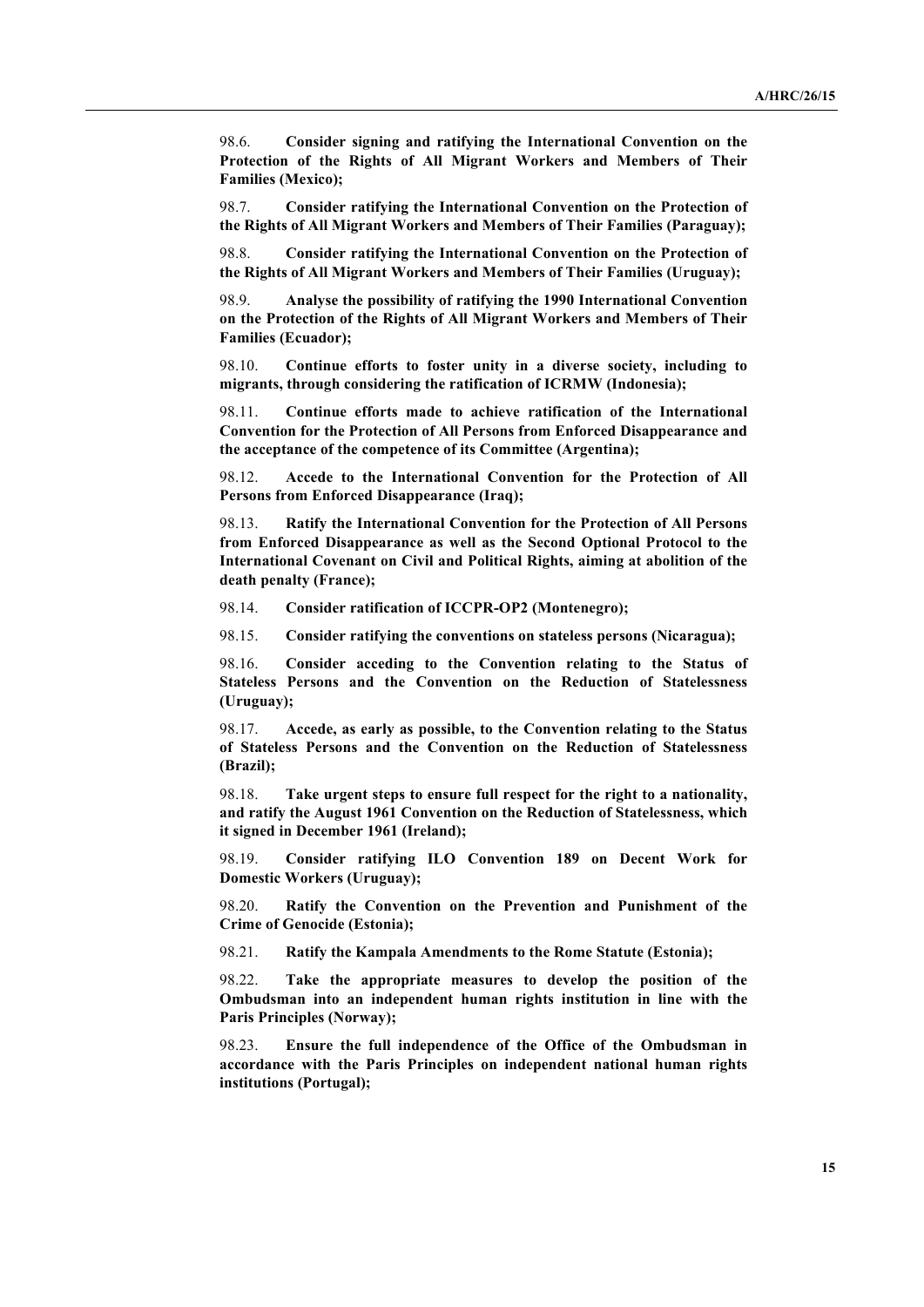98.6. **Consider signing and ratifying the International Convention on the Protection of the Rights of All Migrant Workers and Members of Their Families (Mexico);**

98.7. **Consider ratifying the International Convention on the Protection of the Rights of All Migrant Workers and Members of Their Families (Paraguay);**

98.8. **Consider ratifying the International Convention on the Protection of the Rights of All Migrant Workers and Members of Their Families (Uruguay);**

98.9. **Analyse the possibility of ratifying the 1990 International Convention on the Protection of the Rights of All Migrant Workers and Members of Their Families (Ecuador);**

98.10. **Continue efforts to foster unity in a diverse society, including to migrants, through considering the ratification of ICRMW (Indonesia);**

98.11. **Continue efforts made to achieve ratification of the International Convention for the Protection of All Persons from Enforced Disappearance and the acceptance of the competence of its Committee (Argentina);**

98.12. **Accede to the International Convention for the Protection of All Persons from Enforced Disappearance (Iraq);**

98.13. **Ratify the International Convention for the Protection of All Persons from Enforced Disappearance as well as the Second Optional Protocol to the International Covenant on Civil and Political Rights, aiming at abolition of the death penalty (France);**

98.14. **Consider ratification of ICCPR-OP2 (Montenegro);**

98.15. **Consider ratifying the conventions on stateless persons (Nicaragua);**

98.16. **Consider acceding to the Convention relating to the Status of Stateless Persons and the Convention on the Reduction of Statelessness (Uruguay);**

98.17. **Accede, as early as possible, to the Convention relating to the Status of Stateless Persons and the Convention on the Reduction of Statelessness (Brazil);**

98.18. **Take urgent steps to ensure full respect for the right to a nationality, and ratify the August 1961 Convention on the Reduction of Statelessness, which it signed in December 1961 (Ireland);**

98.19. **Consider ratifying ILO Convention 189 on Decent Work for Domestic Workers (Uruguay);**

98.20. **Ratify the Convention on the Prevention and Punishment of the Crime of Genocide (Estonia);**

98.21. **Ratify the Kampala Amendments to the Rome Statute (Estonia);**

98.22. **Take the appropriate measures to develop the position of the Ombudsman into an independent human rights institution in line with the Paris Principles (Norway);**

98.23. **Ensure the full independence of the Office of the Ombudsman in accordance with the Paris Principles on independent national human rights institutions (Portugal);**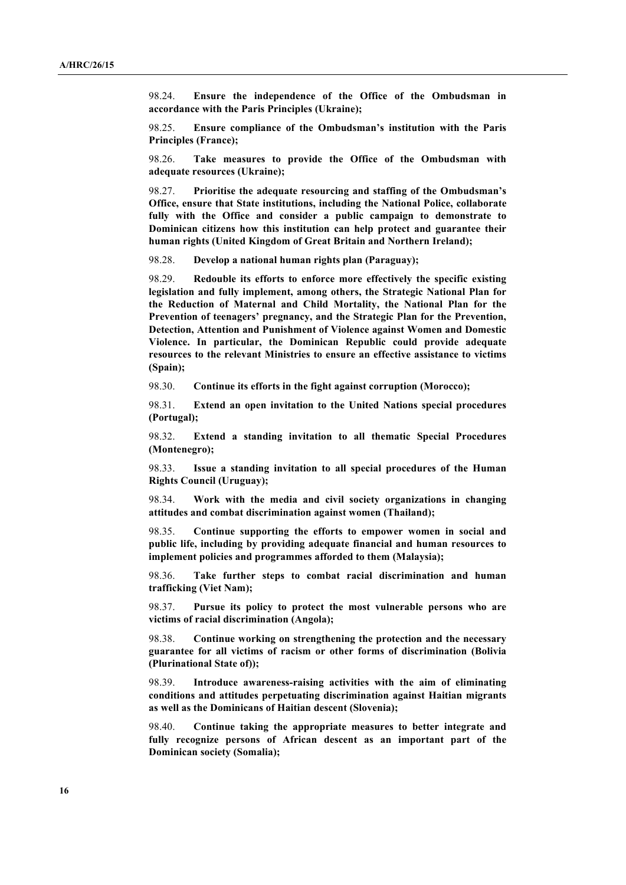98.24. **Ensure the independence of the Office of the Ombudsman in accordance with the Paris Principles (Ukraine);**

98.25. **Ensure compliance of the Ombudsman's institution with the Paris Principles (France);**

98.26. **Take measures to provide the Office of the Ombudsman with adequate resources (Ukraine);**

98.27. **Prioritise the adequate resourcing and staffing of the Ombudsman's Office, ensure that State institutions, including the National Police, collaborate fully with the Office and consider a public campaign to demonstrate to Dominican citizens how this institution can help protect and guarantee their human rights (United Kingdom of Great Britain and Northern Ireland);**

98.28. **Develop a national human rights plan (Paraguay);**

98.29. **Redouble its efforts to enforce more effectively the specific existing legislation and fully implement, among others, the Strategic National Plan for the Reduction of Maternal and Child Mortality, the National Plan for the Prevention of teenagers' pregnancy, and the Strategic Plan for the Prevention, Detection, Attention and Punishment of Violence against Women and Domestic Violence. In particular, the Dominican Republic could provide adequate resources to the relevant Ministries to ensure an effective assistance to victims (Spain);**

98.30. **Continue its efforts in the fight against corruption (Morocco);**

98.31. **Extend an open invitation to the United Nations special procedures (Portugal);**

98.32. **Extend a standing invitation to all thematic Special Procedures (Montenegro);**

98.33. **Issue a standing invitation to all special procedures of the Human Rights Council (Uruguay);**

98.34. **Work with the media and civil society organizations in changing attitudes and combat discrimination against women (Thailand);**

98.35. **Continue supporting the efforts to empower women in social and public life, including by providing adequate financial and human resources to implement policies and programmes afforded to them (Malaysia);**

98.36. **Take further steps to combat racial discrimination and human trafficking (Viet Nam);**

98.37. **Pursue its policy to protect the most vulnerable persons who are victims of racial discrimination (Angola);**

98.38. **Continue working on strengthening the protection and the necessary guarantee for all victims of racism or other forms of discrimination (Bolivia (Plurinational State of));**

98.39. **Introduce awareness-raising activities with the aim of eliminating conditions and attitudes perpetuating discrimination against Haitian migrants as well as the Dominicans of Haitian descent (Slovenia);**

98.40. **Continue taking the appropriate measures to better integrate and fully recognize persons of African descent as an important part of the Dominican society (Somalia);**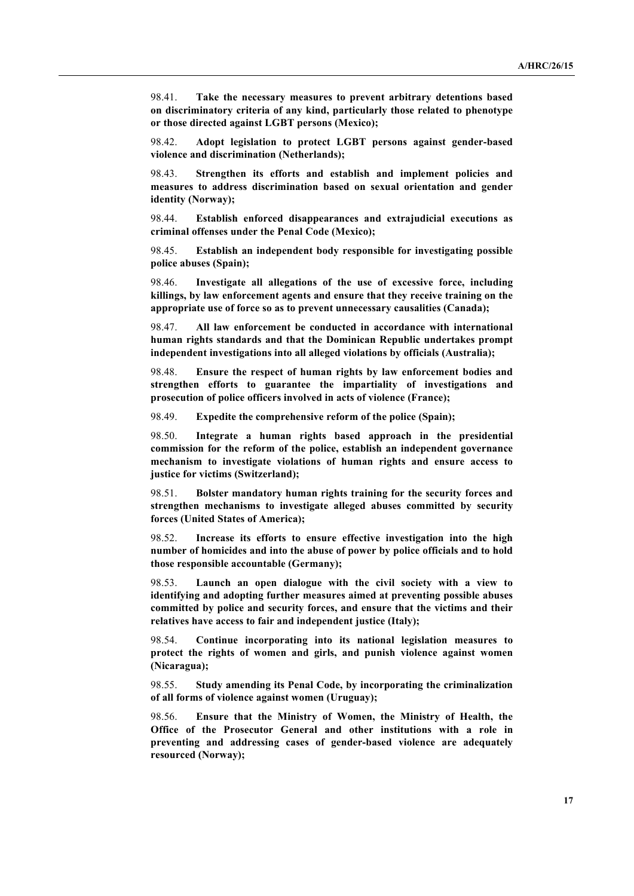98.41. **Take the necessary measures to prevent arbitrary detentions based on discriminatory criteria of any kind, particularly those related to phenotype or those directed against LGBT persons (Mexico);**

98.42. **Adopt legislation to protect LGBT persons against gender-based violence and discrimination (Netherlands);**

98.43. **Strengthen its efforts and establish and implement policies and measures to address discrimination based on sexual orientation and gender identity (Norway);**

98.44. **Establish enforced disappearances and extrajudicial executions as criminal offenses under the Penal Code (Mexico);**

98.45. **Establish an independent body responsible for investigating possible police abuses (Spain);**

98.46. **Investigate all allegations of the use of excessive force, including killings, by law enforcement agents and ensure that they receive training on the appropriate use of force so as to prevent unnecessary causalities (Canada);**

98.47. **All law enforcement be conducted in accordance with international human rights standards and that the Dominican Republic undertakes prompt independent investigations into all alleged violations by officials (Australia);**

98.48. **Ensure the respect of human rights by law enforcement bodies and strengthen efforts to guarantee the impartiality of investigations and prosecution of police officers involved in acts of violence (France);**

98.49. **Expedite the comprehensive reform of the police (Spain);**

98.50. **Integrate a human rights based approach in the presidential commission for the reform of the police, establish an independent governance mechanism to investigate violations of human rights and ensure access to justice for victims (Switzerland);**

98.51. **Bolster mandatory human rights training for the security forces and strengthen mechanisms to investigate alleged abuses committed by security forces (United States of America);**

98.52. **Increase its efforts to ensure effective investigation into the high number of homicides and into the abuse of power by police officials and to hold those responsible accountable (Germany);**

98.53. **Launch an open dialogue with the civil society with a view to identifying and adopting further measures aimed at preventing possible abuses committed by police and security forces, and ensure that the victims and their relatives have access to fair and independent justice (Italy);**

98.54. **Continue incorporating into its national legislation measures to protect the rights of women and girls, and punish violence against women (Nicaragua);**

98.55. **Study amending its Penal Code, by incorporating the criminalization of all forms of violence against women (Uruguay);**

98.56. **Ensure that the Ministry of Women, the Ministry of Health, the Office of the Prosecutor General and other institutions with a role in preventing and addressing cases of gender-based violence are adequately resourced (Norway);**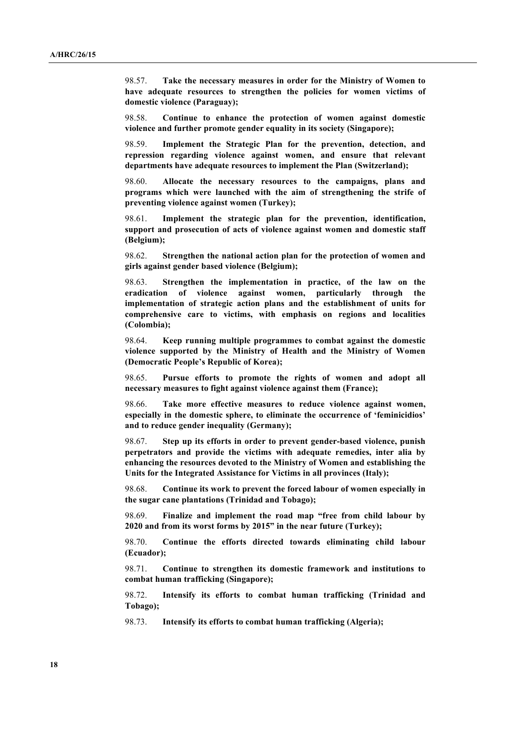98.57. **Take the necessary measures in order for the Ministry of Women to have adequate resources to strengthen the policies for women victims of domestic violence (Paraguay);**

98.58. **Continue to enhance the protection of women against domestic violence and further promote gender equality in its society (Singapore);**

98.59. **Implement the Strategic Plan for the prevention, detection, and repression regarding violence against women, and ensure that relevant departments have adequate resources to implement the Plan (Switzerland);**

98.60. **Allocate the necessary resources to the campaigns, plans and programs which were launched with the aim of strengthening the strife of preventing violence against women (Turkey);**

98.61. **Implement the strategic plan for the prevention, identification, support and prosecution of acts of violence against women and domestic staff (Belgium);**

98.62. **Strengthen the national action plan for the protection of women and girls against gender based violence (Belgium);**

98.63. **Strengthen the implementation in practice, of the law on the eradication of violence against women, particularly through the implementation of strategic action plans and the establishment of units for comprehensive care to victims, with emphasis on regions and localities (Colombia);**

98.64. **Keep running multiple programmes to combat against the domestic violence supported by the Ministry of Health and the Ministry of Women (Democratic People's Republic of Korea);**

98.65. **Pursue efforts to promote the rights of women and adopt all necessary measures to fight against violence against them (France);**

98.66. **Take more effective measures to reduce violence against women, especially in the domestic sphere, to eliminate the occurrence of 'feminicidios' and to reduce gender inequality (Germany);**

98.67. **Step up its efforts in order to prevent gender-based violence, punish perpetrators and provide the victims with adequate remedies, inter alia by enhancing the resources devoted to the Ministry of Women and establishing the Units for the Integrated Assistance for Victims in all provinces (Italy);**

98.68. **Continue its work to prevent the forced labour of women especially in the sugar cane plantations (Trinidad and Tobago);**

98.69. **Finalize and implement the road map "free from child labour by 2020 and from its worst forms by 2015" in the near future (Turkey);**

98.70. **Continue the efforts directed towards eliminating child labour (Ecuador);**

98.71. **Continue to strengthen its domestic framework and institutions to combat human trafficking (Singapore);**

98.72. **Intensify its efforts to combat human trafficking (Trinidad and Tobago);**

98.73. **Intensify its efforts to combat human trafficking (Algeria);**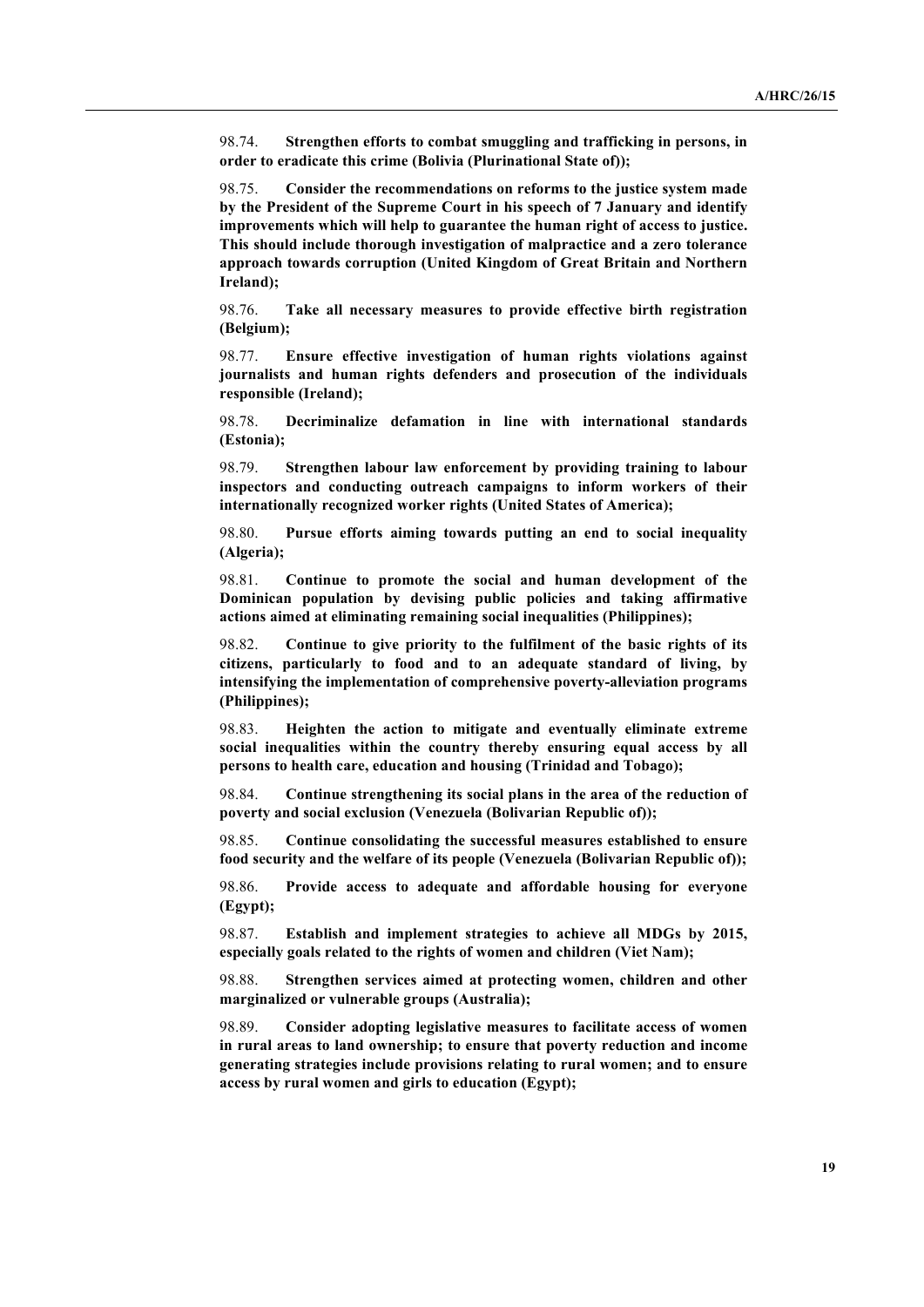98.74. **Strengthen efforts to combat smuggling and trafficking in persons, in order to eradicate this crime (Bolivia (Plurinational State of));**

98.75. **Consider the recommendations on reforms to the justice system made by the President of the Supreme Court in his speech of 7 January and identify improvements which will help to guarantee the human right of access to justice. This should include thorough investigation of malpractice and a zero tolerance approach towards corruption (United Kingdom of Great Britain and Northern Ireland);**

98.76. **Take all necessary measures to provide effective birth registration (Belgium);**

98.77. **Ensure effective investigation of human rights violations against journalists and human rights defenders and prosecution of the individuals responsible (Ireland);**

98.78. **Decriminalize defamation in line with international standards (Estonia);**

98.79. **Strengthen labour law enforcement by providing training to labour inspectors and conducting outreach campaigns to inform workers of their internationally recognized worker rights (United States of America);**

98.80. **Pursue efforts aiming towards putting an end to social inequality (Algeria);**

98.81. **Continue to promote the social and human development of the Dominican population by devising public policies and taking affirmative actions aimed at eliminating remaining social inequalities (Philippines);**

98.82. **Continue to give priority to the fulfilment of the basic rights of its citizens, particularly to food and to an adequate standard of living, by intensifying the implementation of comprehensive poverty-alleviation programs (Philippines);**

98.83. **Heighten the action to mitigate and eventually eliminate extreme social inequalities within the country thereby ensuring equal access by all persons to health care, education and housing (Trinidad and Tobago);**

98.84. **Continue strengthening its social plans in the area of the reduction of poverty and social exclusion (Venezuela (Bolivarian Republic of));**

98.85. **Continue consolidating the successful measures established to ensure food security and the welfare of its people (Venezuela (Bolivarian Republic of));**

98.86. **Provide access to adequate and affordable housing for everyone (Egypt);**

98.87. **Establish and implement strategies to achieve all MDGs by 2015, especially goals related to the rights of women and children (Viet Nam);**

98.88. **Strengthen services aimed at protecting women, children and other marginalized or vulnerable groups (Australia);**

98.89. **Consider adopting legislative measures to facilitate access of women in rural areas to land ownership; to ensure that poverty reduction and income generating strategies include provisions relating to rural women; and to ensure access by rural women and girls to education (Egypt);**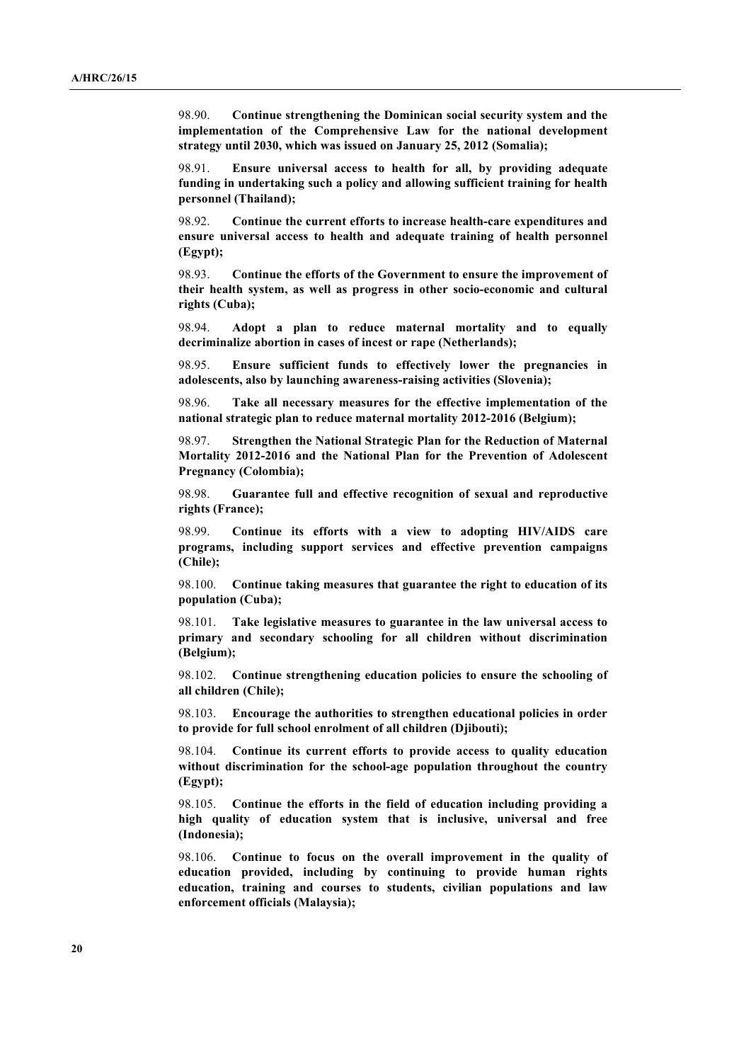98.90. **Continue strengthening the Dominican social security system and the implementation of the Comprehensive Law for the national development strategy until 2030, which was issued on January 25, 2012 (Somalia);**

98.91. **Ensure universal access to health for all, by providing adequate funding in undertaking such a policy and allowing sufficient training for health personnel (Thailand);**

98.92. **Continue the current efforts to increase health-care expenditures and ensure universal access to health and adequate training of health personnel (Egypt);**

98.93. **Continue the efforts of the Government to ensure the improvement of their health system, as well as progress in other socio-economic and cultural rights (Cuba);**

98.94. **Adopt a plan to reduce maternal mortality and to equally decriminalize abortion in cases of incest or rape (Netherlands);**

98.95. **Ensure sufficient funds to effectively lower the pregnancies in adolescents, also by launching awareness-raising activities (Slovenia);**

98.96. **Take all necessary measures for the effective implementation of the national strategic plan to reduce maternal mortality 2012-2016 (Belgium);**

98.97. **Strengthen the National Strategic Plan for the Reduction of Maternal Mortality 2012-2016 and the National Plan for the Prevention of Adolescent Pregnancy (Colombia);**

98.98. **Guarantee full and effective recognition of sexual and reproductive rights (France);**

98.99. **Continue its efforts with a view to adopting HIV/AIDS care programs, including support services and effective prevention campaigns (Chile);**

98.100. **Continue taking measures that guarantee the right to education of its population (Cuba);**

98.101. **Take legislative measures to guarantee in the law universal access to primary and secondary schooling for all children without discrimination (Belgium);**

98.102. **Continue strengthening education policies to ensure the schooling of all children (Chile);**

98.103. **Encourage the authorities to strengthen educational policies in order to provide for full school enrolment of all children (Djibouti);**

98.104. **Continue its current efforts to provide access to quality education without discrimination for the school-age population throughout the country (Egypt);**

98.105. **Continue the efforts in the field of education including providing a high quality of education system that is inclusive, universal and free (Indonesia);**

98.106. **Continue to focus on the overall improvement in the quality of education provided, including by continuing to provide human rights education, training and courses to students, civilian populations and law enforcement officials (Malaysia);**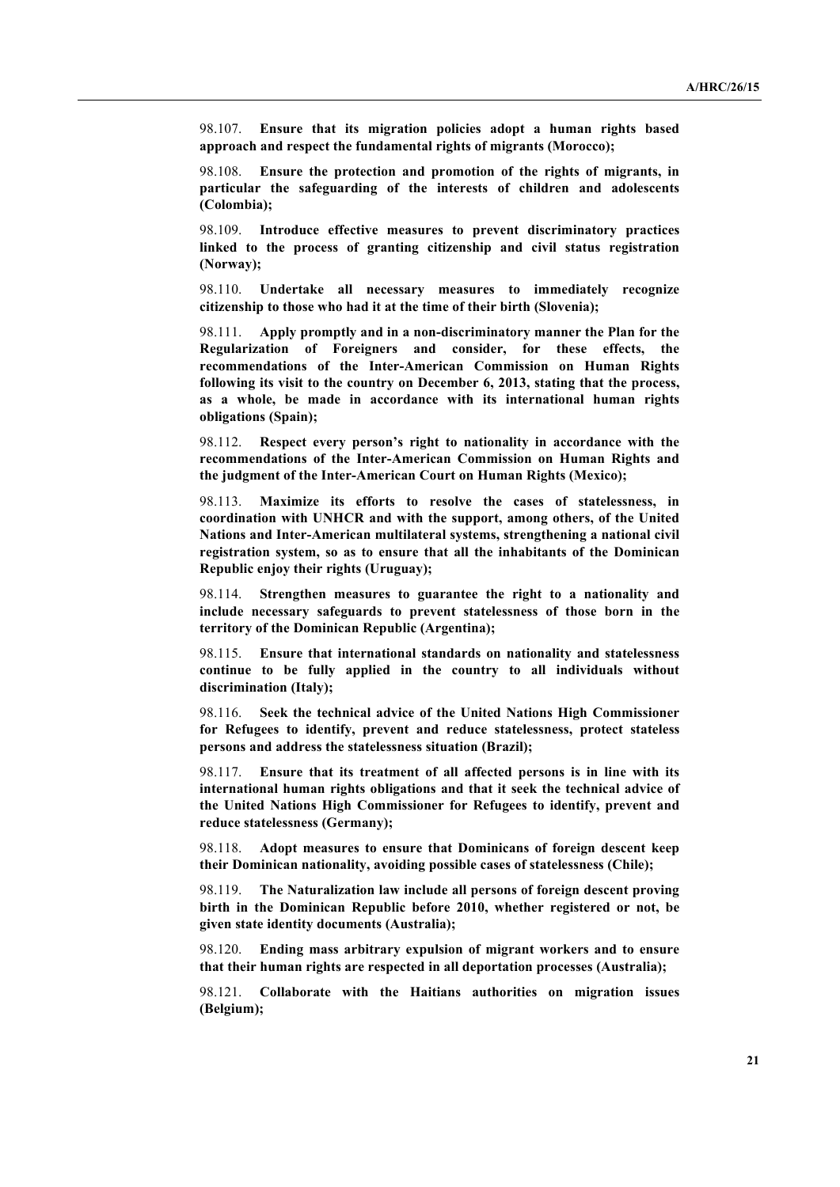98.107. **Ensure that its migration policies adopt a human rights based approach and respect the fundamental rights of migrants (Morocco);**

98.108. **Ensure the protection and promotion of the rights of migrants, in particular the safeguarding of the interests of children and adolescents (Colombia);**

98.109. **Introduce effective measures to prevent discriminatory practices linked to the process of granting citizenship and civil status registration (Norway);**

98.110. **Undertake all necessary measures to immediately recognize citizenship to those who had it at the time of their birth (Slovenia);**

98.111. **Apply promptly and in a non-discriminatory manner the Plan for the Regularization of Foreigners and consider, for these effects, the recommendations of the Inter-American Commission on Human Rights following its visit to the country on December 6, 2013, stating that the process, as a whole, be made in accordance with its international human rights obligations (Spain);**

98.112. **Respect every person's right to nationality in accordance with the recommendations of the Inter-American Commission on Human Rights and the judgment of the Inter-American Court on Human Rights (Mexico);**

98.113. **Maximize its efforts to resolve the cases of statelessness, in coordination with UNHCR and with the support, among others, of the United Nations and Inter-American multilateral systems, strengthening a national civil registration system, so as to ensure that all the inhabitants of the Dominican Republic enjoy their rights (Uruguay);**

98.114. **Strengthen measures to guarantee the right to a nationality and include necessary safeguards to prevent statelessness of those born in the territory of the Dominican Republic (Argentina);**

98.115. **Ensure that international standards on nationality and statelessness continue to be fully applied in the country to all individuals without discrimination (Italy);**

98.116. **Seek the technical advice of the United Nations High Commissioner for Refugees to identify, prevent and reduce statelessness, protect stateless persons and address the statelessness situation (Brazil);**

98.117. **Ensure that its treatment of all affected persons is in line with its international human rights obligations and that it seek the technical advice of the United Nations High Commissioner for Refugees to identify, prevent and reduce statelessness (Germany);**

98.118. **Adopt measures to ensure that Dominicans of foreign descent keep their Dominican nationality, avoiding possible cases of statelessness (Chile);**

98.119. **The Naturalization law include all persons of foreign descent proving birth in the Dominican Republic before 2010, whether registered or not, be given state identity documents (Australia);**

98.120. **Ending mass arbitrary expulsion of migrant workers and to ensure that their human rights are respected in all deportation processes (Australia);**

98.121. **Collaborate with the Haitians authorities on migration issues (Belgium);**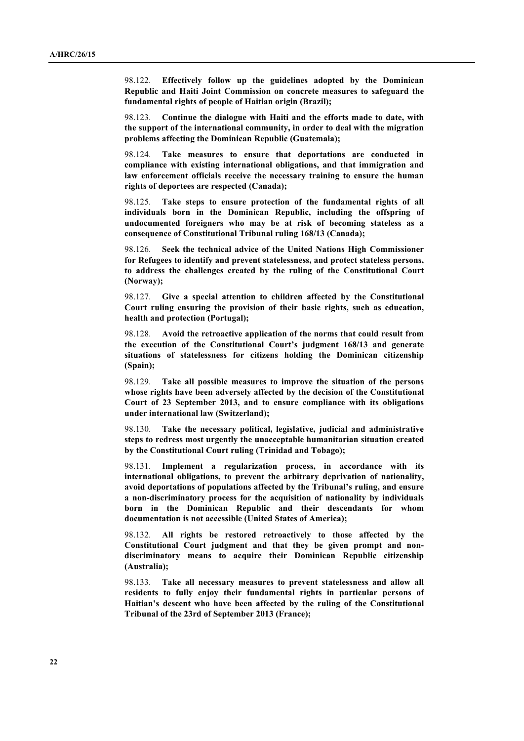98.122. **Effectively follow up the guidelines adopted by the Dominican Republic and Haiti Joint Commission on concrete measures to safeguard the fundamental rights of people of Haitian origin (Brazil);**

98.123. **Continue the dialogue with Haiti and the efforts made to date, with the support of the international community, in order to deal with the migration problems affecting the Dominican Republic (Guatemala);**

98.124. **Take measures to ensure that deportations are conducted in compliance with existing international obligations, and that immigration and law enforcement officials receive the necessary training to ensure the human rights of deportees are respected (Canada);**

98.125. **Take steps to ensure protection of the fundamental rights of all individuals born in the Dominican Republic, including the offspring of undocumented foreigners who may be at risk of becoming stateless as a consequence of Constitutional Tribunal ruling 168/13 (Canada);**

98.126. **Seek the technical advice of the United Nations High Commissioner for Refugees to identify and prevent statelessness, and protect stateless persons, to address the challenges created by the ruling of the Constitutional Court (Norway);**

98.127. **Give a special attention to children affected by the Constitutional Court ruling ensuring the provision of their basic rights, such as education, health and protection (Portugal);**

98.128. **Avoid the retroactive application of the norms that could result from the execution of the Constitutional Court's judgment 168/13 and generate situations of statelessness for citizens holding the Dominican citizenship (Spain);**

98.129. **Take all possible measures to improve the situation of the persons whose rights have been adversely affected by the decision of the Constitutional Court of 23 September 2013, and to ensure compliance with its obligations under international law (Switzerland);**

98.130. **Take the necessary political, legislative, judicial and administrative steps to redress most urgently the unacceptable humanitarian situation created by the Constitutional Court ruling (Trinidad and Tobago);**

98.131. **Implement a regularization process, in accordance with its international obligations, to prevent the arbitrary deprivation of nationality, avoid deportations of populations affected by the Tribunal's ruling, and ensure a non-discriminatory process for the acquisition of nationality by individuals born in the Dominican Republic and their descendants for whom documentation is not accessible (United States of America);**

98.132. **All rights be restored retroactively to those affected by the Constitutional Court judgment and that they be given prompt and non-discriminatory means to acquire their Dominican Republic citizenship (Australia);**

98.133. **Take all necessary measures to prevent statelessness and allow all residents to fully enjoy their fundamental rights in particular persons of Haitian's descent who have been affected by the ruling of the Constitutional Tribunal of the 23rd of September 2013 (France);**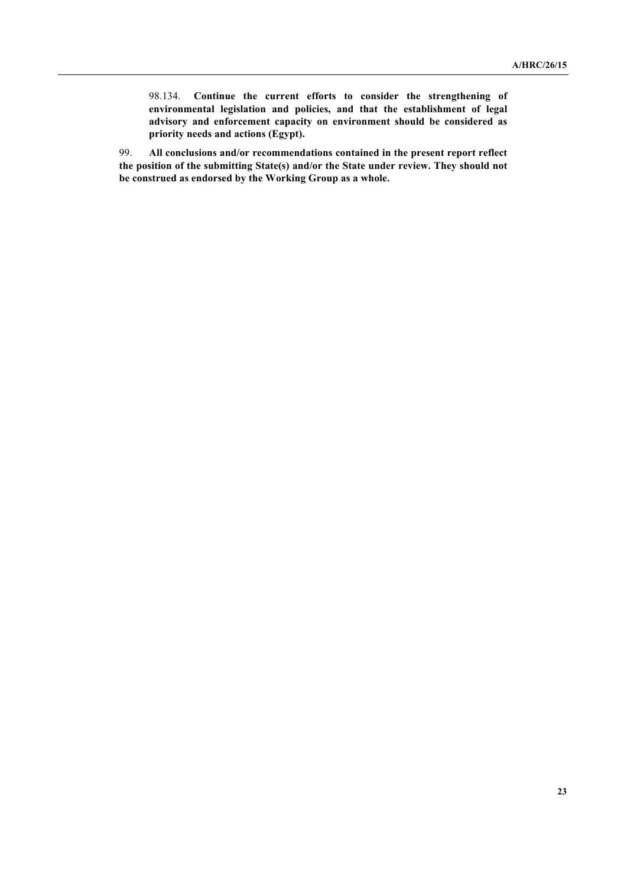98.134. **Continue the current efforts to consider the strengthening of environmental legislation and policies, and that the establishment of legal advisory and enforcement capacity on environment should be considered as priority needs and actions (Egypt).**

99. **All conclusions and/or recommendations contained in the present report reflect the position of the submitting State(s) and/or the State under review. They should not be construed as endorsed by the Working Group as a whole.**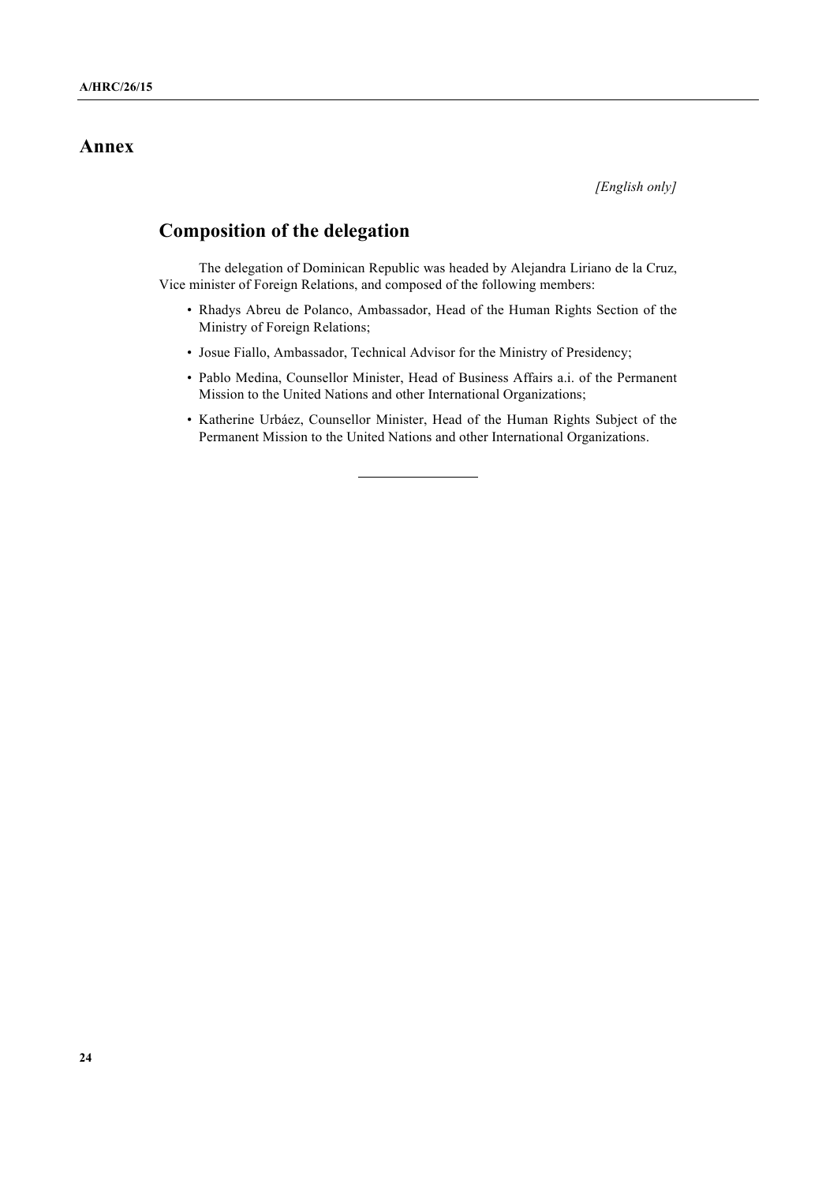# Annex

*[English only]*

## Composition of the delegation

The delegation of Dominican Republic was headed by Alejandra Liriano de la Cruz, Vice minister of Foreign Relations, and composed of the following members:

- Rhadys Abreu de Polanco, Ambassador, Head of the Human Rights Section of the Ministry of Foreign Relations;
- Josue Fiallo, Ambassador, Technical Advisor for the Ministry of Presidency;
- Pablo Medina, Counsellor Minister, Head of Business Affairs a.i. of the Permanent Mission to the United Nations and other International Organizations;
- Katherine Urbáez, Counsellor Minister, Head of the Human Rights Subject of the Permanent Mission to the United Nations and other International Organizations.